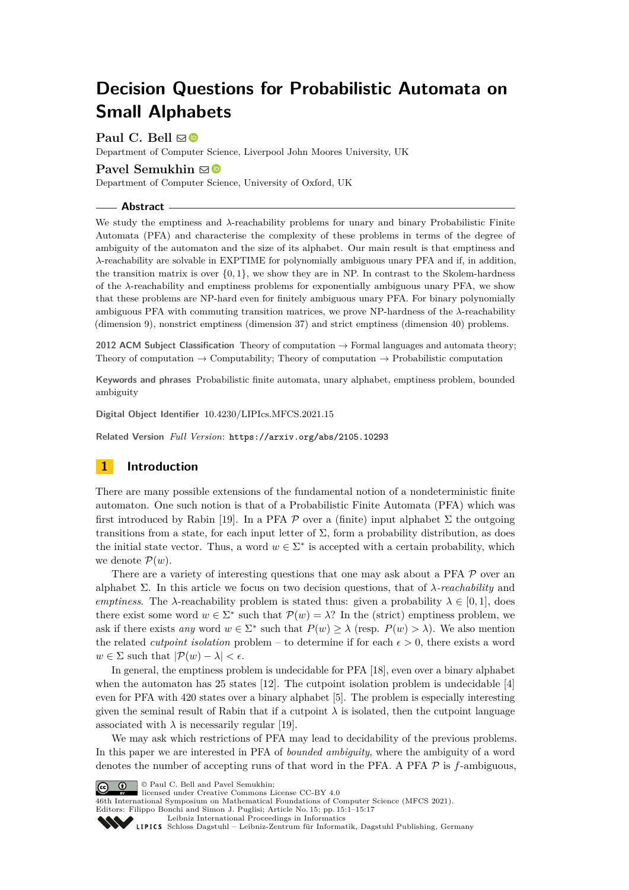# Decision Questions for Probabilistic Automata on Small Alphabets

**Paul C. Bell**

Department of Computer Science, Liverpool John Moores University, UK

**Pavel Semukhin**

Department of Computer Science, University of Oxford, UK

## Abstract

We study the emptiness and $\lambda$-reachability problems for unary and binary Probabilistic Finite Automata (PFA) and characterise the complexity of these problems in terms of the degree of ambiguity of the automaton and the size of its alphabet. Our main result is that emptiness and $\lambda$-reachability are solvable in EXPTIME for polynomially ambiguous unary PFA and if, in addition, the transition matrix is over $\{0, 1\}$, we show they are in NP. In contrast to the Skolem-hardness of the $\lambda$-reachability and emptiness problems for exponentially ambiguous unary PFA, we show that these problems are NP-hard even for finitely ambiguous unary PFA. For binary polynomially ambiguous PFA with commuting transition matrices, we prove NP-hardness of the $\lambda$-reachability (dimension 9), nonstrict emptiness (dimension 37) and strict emptiness (dimension 40) problems.

**2012 ACM Subject Classification** Theory of computation → Formal languages and automata theory; Theory of computation → Computability; Theory of computation → Probabilistic computation

**Keywords and phrases** Probabilistic finite automata, unary alphabet, emptiness problem, bounded ambiguity

**Digital Object Identifier** 10.4230/LIPIcs.MFCS.2021.15

**Related Version** *Full Version*: https://arxiv.org/abs/2105.10293

## 1 Introduction

There are many possible extensions of the fundamental notion of a nondeterministic finite automaton. One such notion is that of a Probabilistic Finite Automata (PFA) which was first introduced by Rabin [19]. In a PFA $\mathcal{P}$ over a (finite) input alphabet $\Sigma$ the outgoing transitions from a state, for each input letter of $\Sigma$, form a probability distribution, as does the initial state vector. Thus, a word $w \in \Sigma^*$ is accepted with a certain probability, which we denote $\mathcal{P}(w)$.

There are a variety of interesting questions that one may ask about a PFA $\mathcal{P}$ over an alphabet $\Sigma$. In this article we focus on two decision questions, that of *$\lambda$-reachability* and *emptiness*. The $\lambda$-reachability problem is stated thus: given a probability $\lambda \in [0, 1]$, does there exist some word $w \in \Sigma^*$ such that $\mathcal{P}(w) = \lambda$? In the (strict) emptiness problem, we ask if there exists *any* word $w \in \Sigma^*$ such that $P(w) \geq \lambda$ (resp. $P(w) > \lambda$). We also mention the related *cutpoint isolation* problem – to determine if for each $\epsilon > 0$, there exists a word $w \in \Sigma$ such that $|\mathcal{P}(w) - \lambda| < \epsilon$.

In general, the emptiness problem is undecidable for PFA [18], even over a binary alphabet when the automaton has 25 states [12]. The cutpoint isolation problem is undecidable [4] even for PFA with 420 states over a binary alphabet [5]. The problem is especially interesting given the seminal result of Rabin that if a cutpoint $\lambda$ is isolated, then the cutpoint language associated with $\lambda$ is necessarily regular [19].

We may ask which restrictions of PFA may lead to decidability of the previous problems. In this paper we are interested in PFA of *bounded ambiguity*, where the ambiguity of a word denotes the number of accepting runs of that word in the PFA. A PFA $\mathcal{P}$ is $f$-ambiguous,

© Paul C. Bell and Pavel Semukhin;
licensed under Creative Commons License CC-BY 4.0
46th International Symposium on Mathematical Foundations of Computer Science (MFCS 2021).
Editors: Filippo Bonchi and Simon J. Puglisi; Article No. 15; pp. 15:1–15:17
Leibniz International Proceedings in Informatics
Schloss Dagstuhl – Leibniz-Zentrum für Informatik, Dagstuhl Publishing, Germany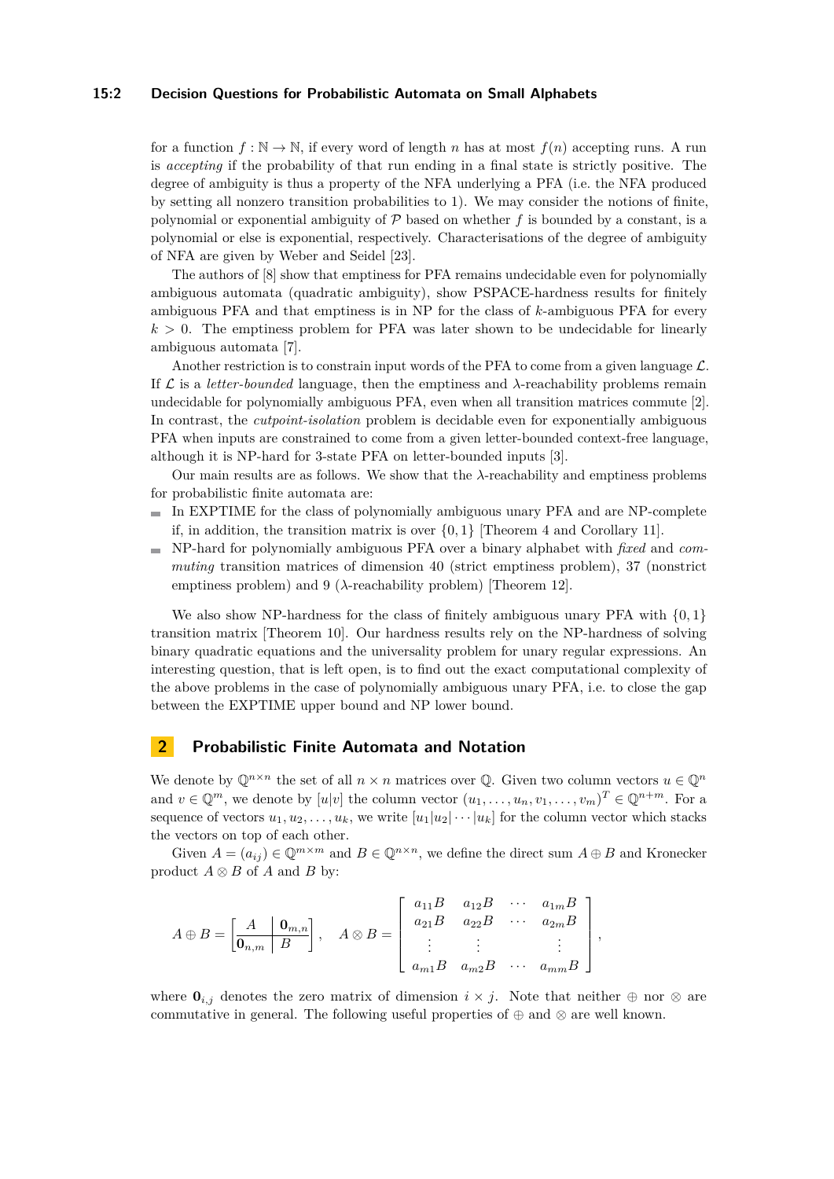for a function $f : \mathbb{N} \to \mathbb{N}$, if every word of length $n$ has at most $f(n)$ accepting runs. A run is *accepting* if the probability of that run ending in a final state is strictly positive. The degree of ambiguity is thus a property of the NFA underlying a PFA (i.e. the NFA produced by setting all nonzero transition probabilities to 1). We may consider the notions of finite, polynomial or exponential ambiguity of $\mathcal{P}$ based on whether $f$ is bounded by a constant, is a polynomial or else is exponential, respectively. Characterisations of the degree of ambiguity of NFA are given by Weber and Seidel [23].

The authors of [8] show that emptiness for PFA remains undecidable even for polynomially ambiguous automata (quadratic ambiguity), show PSPACE-hardness results for finitely ambiguous PFA and that emptiness is in NP for the class of $k$-ambiguous PFA for every $k > 0$. The emptiness problem for PFA was later shown to be undecidable for linearly ambiguous automata [7].

Another restriction is to constrain input words of the PFA to come from a given language $\mathcal{L}$. If $\mathcal{L}$ is a *letter-bounded* language, then the emptiness and $\lambda$-reachability problems remain undecidable for polynomially ambiguous PFA, even when all transition matrices commute [2]. In contrast, the *cutpoint-isolation* problem is decidable even for exponentially ambiguous PFA when inputs are constrained to come from a given letter-bounded context-free language, although it is NP-hard for 3-state PFA on letter-bounded inputs [3].

Our main results are as follows. We show that the $\lambda$-reachability and emptiness problems for probabilistic finite automata are:

- In EXPTIME for the class of polynomially ambiguous unary PFA and are NP-complete if, in addition, the transition matrix is over $\{0, 1\}$ [Theorem 4 and Corollary 11].
- NP-hard for polynomially ambiguous PFA over a binary alphabet with *fixed* and *commuting* transition matrices of dimension 40 (strict emptiness problem), 37 (nonstrict emptiness problem) and 9 ($\lambda$-reachability problem) [Theorem 12].

We also show NP-hardness for the class of finitely ambiguous unary PFA with $\{0, 1\}$ transition matrix [Theorem 10]. Our hardness results rely on the NP-hardness of solving binary quadratic equations and the universality problem for unary regular expressions. An interesting question, that is left open, is to find out the exact computational complexity of the above problems in the case of polynomially ambiguous unary PFA, i.e. to close the gap between the EXPTIME upper bound and NP lower bound.

## 2 Probabilistic Finite Automata and Notation

We denote by $\mathbb{Q}^{n \times n}$ the set of all $n \times n$ matrices over $\mathbb{Q}$. Given two column vectors $u \in \mathbb{Q}^n$ and $v \in \mathbb{Q}^m$, we denote by $[u|v]$ the column vector $(u_1, \ldots, u_n, v_1, \ldots, v_m)^T \in \mathbb{Q}^{n+m}$. For a sequence of vectors $u_1, u_2, \ldots, u_k$, we write $[u_1|u_2|\cdots|u_k]$ for the column vector which stacks the vectors on top of each other.

Given $A = (a_{ij}) \in \mathbb{Q}^{m \times m}$ and $B \in \mathbb{Q}^{n \times n}$, we define the direct sum $A \oplus B$ and Kronecker product $A \otimes B$ of $A$ and $B$ by:

$$A \oplus B = \left[\begin{array}{c|c} A & \mathbf{0}_{m,n} \\ \hline \mathbf{0}_{n,m} & B \end{array}\right], \quad A \otimes B = \begin{bmatrix} a_{11}B & a_{12}B & \cdots & a_{1m}B \\ a_{21}B & a_{22}B & \cdots & a_{2m}B \\ \vdots & \vdots & & \vdots \\ a_{m1}B & a_{m2}B & \cdots & a_{mm}B \end{bmatrix},$$

where $\mathbf{0}_{i,j}$ denotes the zero matrix of dimension $i \times j$. Note that neither $\oplus$ nor $\otimes$ are commutative in general. The following useful properties of $\oplus$ and $\otimes$ are well known.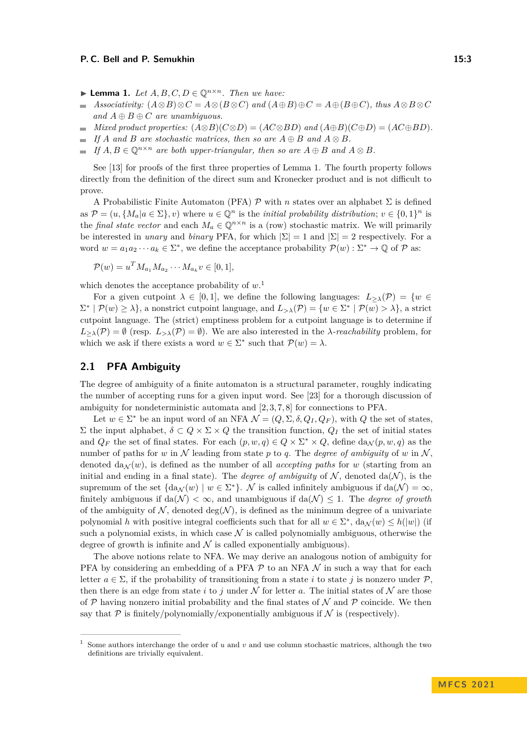▶ **Lemma 1.** *Let $A, B, C, D \in \mathbb{Q}^{n\times n}$. Then we have:*

- *Associativity: $(A\otimes B)\otimes C = A\otimes(B\otimes C)$ and $(A\oplus B)\oplus C = A\oplus(B\oplus C)$, thus $A\otimes B\otimes C$ and $A\oplus B\oplus C$ are unambiguous.*
- *Mixed product properties: $(A\otimes B)(C\otimes D) = (AC\otimes BD)$ and $(A\oplus B)(C\oplus D) = (AC\oplus BD)$.*
- *If $A$ and $B$ are stochastic matrices, then so are $A\oplus B$ and $A\otimes B$.*
- *If $A, B \in \mathbb{Q}^{n\times n}$ are both upper-triangular, then so are $A\oplus B$ and $A\otimes B$.*

See [13] for proofs of the first three properties of Lemma 1. The fourth property follows directly from the definition of the direct sum and Kronecker product and is not difficult to prove.

A Probabilistic Finite Automaton (PFA) $\mathcal{P}$ with $n$ states over an alphabet $\Sigma$ is defined as $\mathcal{P} = (u, \{M_a | a \in \Sigma\}, v)$ where $u \in \mathbb{Q}^n$ is the *initial probability distribution*; $v \in \{0,1\}^n$ is the *final state vector* and each $M_a \in \mathbb{Q}^{n\times n}$ is a (row) stochastic matrix. We will primarily be interested in *unary* and *binary* PFA, for which $|\Sigma| = 1$ and $|\Sigma| = 2$ respectively. For a word $w = a_1a_2\cdots a_k \in \Sigma^*$, we define the acceptance probability $\mathcal{P}(w) : \Sigma^* \to \mathbb{Q}$ of $\mathcal{P}$ as:

$$\mathcal{P}(w) = u^T M_{a_1} M_{a_2} \cdots M_{a_k} v \in [0, 1],$$

which denotes the acceptance probability of $w$.[1]

For a given cutpoint $\lambda \in [0, 1]$, we define the following languages: $L_{\geq\lambda}(\mathcal{P}) = \{w \in \Sigma^* \mid \mathcal{P}(w) \geq \lambda\}$, a nonstrict cutpoint language, and $L_{>\lambda}(\mathcal{P}) = \{w \in \Sigma^* \mid \mathcal{P}(w) > \lambda\}$, a strict cutpoint language. The (strict) emptiness problem for a cutpoint language is to determine if $L_{\geq\lambda}(\mathcal{P}) = \emptyset$ (resp. $L_{>\lambda}(\mathcal{P}) = \emptyset$). We are also interested in the $\lambda$-*reachability* problem, for which we ask if there exists a word $w \in \Sigma^*$ such that $\mathcal{P}(w) = \lambda$.

## 2.1 PFA Ambiguity

The degree of ambiguity of a finite automaton is a structural parameter, roughly indicating the number of accepting runs for a given input word. See [23] for a thorough discussion of ambiguity for nondeterministic automata and [2, 3, 7, 8] for connections to PFA.

Let $w \in \Sigma^*$ be an input word of an NFA $\mathcal{N} = (Q, \Sigma, \delta, Q_I, Q_F)$, with $Q$ the set of states, $\Sigma$ the input alphabet, $\delta \subset Q \times \Sigma \times Q$ the transition function, $Q_I$ the set of initial states and $Q_F$ the set of final states. For each $(p, w, q) \in Q \times \Sigma^* \times Q$, define $\mathrm{da}_{\mathcal{N}}(p, w, q)$ as the number of paths for $w$ in $\mathcal{N}$ leading from state $p$ to $q$. The *degree of ambiguity* of $w$ in $\mathcal{N}$, denoted $\mathrm{da}_{\mathcal{N}}(w)$, is defined as the number of all *accepting paths* for $w$ (starting from an initial and ending in a final state). The *degree of ambiguity* of $\mathcal{N}$, denoted $\mathrm{da}(\mathcal{N})$, is the supremum of the set $\{\mathrm{da}_{\mathcal{N}}(w) \mid w \in \Sigma^*\}$. $\mathcal{N}$ is called infinitely ambiguous if $\mathrm{da}(\mathcal{N}) = \infty$, finitely ambiguous if $\mathrm{da}(\mathcal{N}) < \infty$, and unambiguous if $\mathrm{da}(\mathcal{N}) \leq 1$. The *degree of growth* of the ambiguity of $\mathcal{N}$, denoted $\deg(\mathcal{N})$, is defined as the minimum degree of a univariate polynomial $h$ with positive integral coefficients such that for all $w \in \Sigma^*$, $\mathrm{da}_{\mathcal{N}}(w) \leq h(|w|)$ (if such a polynomial exists, in which case $\mathcal{N}$ is called polynomially ambiguous, otherwise the degree of growth is infinite and $\mathcal{N}$ is called exponentially ambiguous).

The above notions relate to NFA. We may derive an analogous notion of ambiguity for PFA by considering an embedding of a PFA $\mathcal{P}$ to an NFA $\mathcal{N}$ in such a way that for each letter $a \in \Sigma$, if the probability of transitioning from a state $i$ to state $j$ is nonzero under $\mathcal{P}$, then there is an edge from state $i$ to $j$ under $\mathcal{N}$ for letter $a$. The initial states of $\mathcal{N}$ are those of $\mathcal{P}$ having nonzero initial probability and the final states of $\mathcal{N}$ and $\mathcal{P}$ coincide. We then say that $\mathcal{P}$ is finitely/polynomially/exponentially ambiguous if $\mathcal{N}$ is (respectively).

---

[1] Some authors interchange the order of $u$ and $v$ and use column stochastic matrices, although the two definitions are trivially equivalent.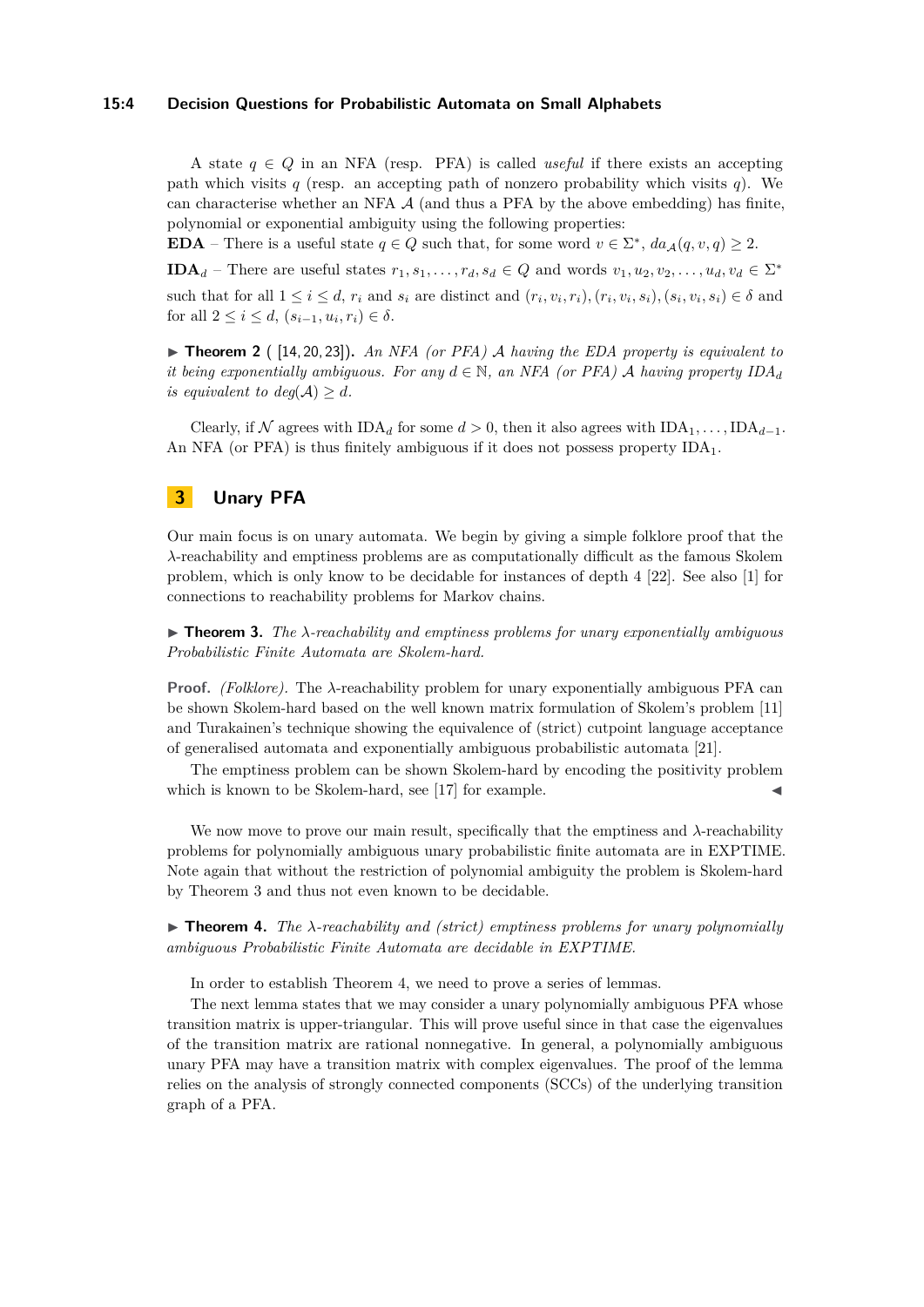A state $q \in Q$ in an NFA (resp. PFA) is called *useful* if there exists an accepting path which visits $q$ (resp. an accepting path of nonzero probability which visits $q$). We can characterise whether an NFA $\mathcal{A}$ (and thus a PFA by the above embedding) has finite, polynomial or exponential ambiguity using the following properties:

**EDA** – There is a useful state $q \in Q$ such that, for some word $v \in \Sigma^*$, $da_{\mathcal{A}}(q, v, q) \geq 2$.

**IDA**$_d$ – There are useful states $r_1, s_1, \ldots, r_d, s_d \in Q$ and words $v_1, u_2, v_2, \ldots, u_d, v_d \in \Sigma^*$ such that for all $1 \leq i \leq d$, $r_i$ and $s_i$ are distinct and $(r_i, v_i, r_i), (r_i, v_i, s_i), (s_i, v_i, s_i) \in \delta$ and for all $2 \leq i \leq d$, $(s_{i-1}, u_i, r_i) \in \delta$.

▶ **Theorem 2** ( [14, 20, 23]). *An NFA (or PFA) $\mathcal{A}$ having the EDA property is equivalent to it being exponentially ambiguous. For any $d \in \mathbb{N}$, an NFA (or PFA) $\mathcal{A}$ having property IDA$_d$ is equivalent to $deg(\mathcal{A}) \geq d$.*

Clearly, if $\mathcal{N}$ agrees with IDA$_d$ for some $d > 0$, then it also agrees with IDA$_1, \ldots,$ IDA$_{d-1}$. An NFA (or PFA) is thus finitely ambiguous if it does not possess property IDA$_1$.

## 3 Unary PFA

Our main focus is on unary automata. We begin by giving a simple folklore proof that the $\lambda$-reachability and emptiness problems are as computationally difficult as the famous Skolem problem, which is only know to be decidable for instances of depth 4 [22]. See also [1] for connections to reachability problems for Markov chains.

▶ **Theorem 3.** *The $\lambda$-reachability and emptiness problems for unary exponentially ambiguous Probabilistic Finite Automata are Skolem-hard.*

**Proof.** *(Folklore).* The $\lambda$-reachability problem for unary exponentially ambiguous PFA can be shown Skolem-hard based on the well known matrix formulation of Skolem's problem [11] and Turakainen's technique showing the equivalence of (strict) cutpoint language acceptance of generalised automata and exponentially ambiguous probabilistic automata [21].

The emptiness problem can be shown Skolem-hard by encoding the positivity problem which is known to be Skolem-hard, see [17] for example. ◀

We now move to prove our main result, specifically that the emptiness and $\lambda$-reachability problems for polynomially ambiguous unary probabilistic finite automata are in EXPTIME. Note again that without the restriction of polynomial ambiguity the problem is Skolem-hard by Theorem 3 and thus not even known to be decidable.

▶ **Theorem 4.** *The $\lambda$-reachability and (strict) emptiness problems for unary polynomially ambiguous Probabilistic Finite Automata are decidable in EXPTIME.*

In order to establish Theorem 4, we need to prove a series of lemmas.

The next lemma states that we may consider a unary polynomially ambiguous PFA whose transition matrix is upper-triangular. This will prove useful since in that case the eigenvalues of the transition matrix are rational nonnegative. In general, a polynomially ambiguous unary PFA may have a transition matrix with complex eigenvalues. The proof of the lemma relies on the analysis of strongly connected components (SCCs) of the underlying transition graph of a PFA.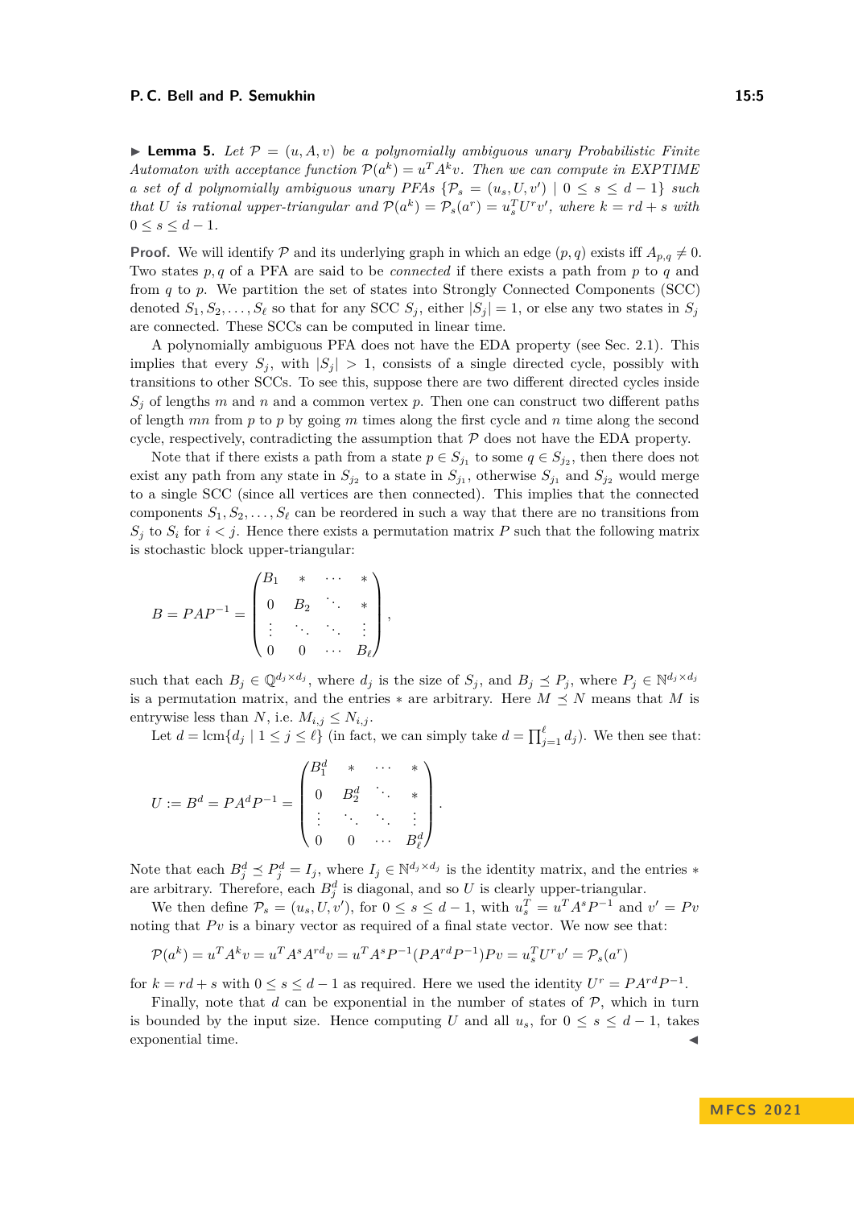▶ **Lemma 5.** *Let $\mathcal{P} = (u, A, v)$ be a polynomially ambiguous unary Probabilistic Finite Automaton with acceptance function $\mathcal{P}(a^k) = u^T A^k v$. Then we can compute in EXPTIME a set of $d$ polynomially ambiguous unary PFAs $\{\mathcal{P}_s = (u_s, U, v') \mid 0 \le s \le d-1\}$ such that $U$ is rational upper-triangular and $\mathcal{P}(a^k) = \mathcal{P}_s(a^r) = u_s^T U^r v'$, where $k = rd + s$ with $0 \le s \le d-1$.*

**Proof.** We will identify $\mathcal{P}$ and its underlying graph in which an edge $(p, q)$ exists iff $A_{p,q} \neq 0$. Two states $p, q$ of a PFA are said to be *connected* if there exists a path from $p$ to $q$ and from $q$ to $p$. We partition the set of states into Strongly Connected Components (SCC) denoted $S_1, S_2, \ldots, S_\ell$ so that for any SCC $S_j$, either $|S_j| = 1$, or else any two states in $S_j$ are connected. These SCCs can be computed in linear time.

A polynomially ambiguous PFA does not have the EDA property (see Sec. 2.1). This implies that every $S_j$, with $|S_j| > 1$, consists of a single directed cycle, possibly with transitions to other SCCs. To see this, suppose there are two different directed cycles inside $S_j$ of lengths $m$ and $n$ and a common vertex $p$. Then one can construct two different paths of length $mn$ from $p$ to $p$ by going $m$ times along the first cycle and $n$ time along the second cycle, respectively, contradicting the assumption that $\mathcal{P}$ does not have the EDA property.

Note that if there exists a path from a state $p \in S_{j_1}$ to some $q \in S_{j_2}$, then there does not exist any path from any state in $S_{j_2}$ to a state in $S_{j_1}$, otherwise $S_{j_1}$ and $S_{j_2}$ would merge to a single SCC (since all vertices are then connected). This implies that the connected components $S_1, S_2, \ldots, S_\ell$ can be reordered in such a way that there are no transitions from $S_j$ to $S_i$ for $i < j$. Hence there exists a permutation matrix $P$ such that the following matrix is stochastic block upper-triangular:

$$B = PAP^{-1} = \begin{pmatrix} B_1 & * & \cdots & * \\ 0 & B_2 & \ddots & * \\ \vdots & \ddots & \ddots & \vdots \\ 0 & 0 & \cdots & B_\ell \end{pmatrix},$$

such that each $B_j \in \mathbb{Q}^{d_j \times d_j}$, where $d_j$ is the size of $S_j$, and $B_j \preceq P_j$, where $P_j \in \mathbb{N}^{d_j \times d_j}$ is a permutation matrix, and the entries $*$ are arbitrary. Here $M \preceq N$ means that $M$ is entrywise less than $N$, i.e. $M_{i,j} \le N_{i,j}$.

Let $d = \operatorname{lcm}\{d_j \mid 1 \le j \le \ell\}$ (in fact, we can simply take $d = \prod_{j=1}^{\ell} d_j$). We then see that:

$$U := B^d = PA^dP^{-1} = \begin{pmatrix} B_1^d & * & \cdots & * \\ 0 & B_2^d & \ddots & * \\ \vdots & \ddots & \ddots & \vdots \\ 0 & 0 & \cdots & B_\ell^d \end{pmatrix}.$$

Note that each $B_j^d \preceq P_j^d = I_j$, where $I_j \in \mathbb{N}^{d_j \times d_j}$ is the identity matrix, and the entries $*$ are arbitrary. Therefore, each $B_j^d$ is diagonal, and so $U$ is clearly upper-triangular.

We then define $\mathcal{P}_s = (u_s, U, v')$, for $0 \le s \le d-1$, with $u_s^T = u^T A^s P^{-1}$ and $v' = Pv$ noting that $Pv$ is a binary vector as required of a final state vector. We now see that:

$$\mathcal{P}(a^k) = u^T A^k v = u^T A^s A^{rd} v = u^T A^s P^{-1}(PA^{rd}P^{-1})Pv = u_s^T U^r v' = \mathcal{P}_s(a^r)$$

for $k = rd + s$ with $0 \le s \le d-1$ as required. Here we used the identity $U^r = PA^{rd}P^{-1}$.

Finally, note that $d$ can be exponential in the number of states of $\mathcal{P}$, which in turn is bounded by the input size. Hence computing $U$ and all $u_s$, for $0 \le s \le d-1$, takes exponential time. ◀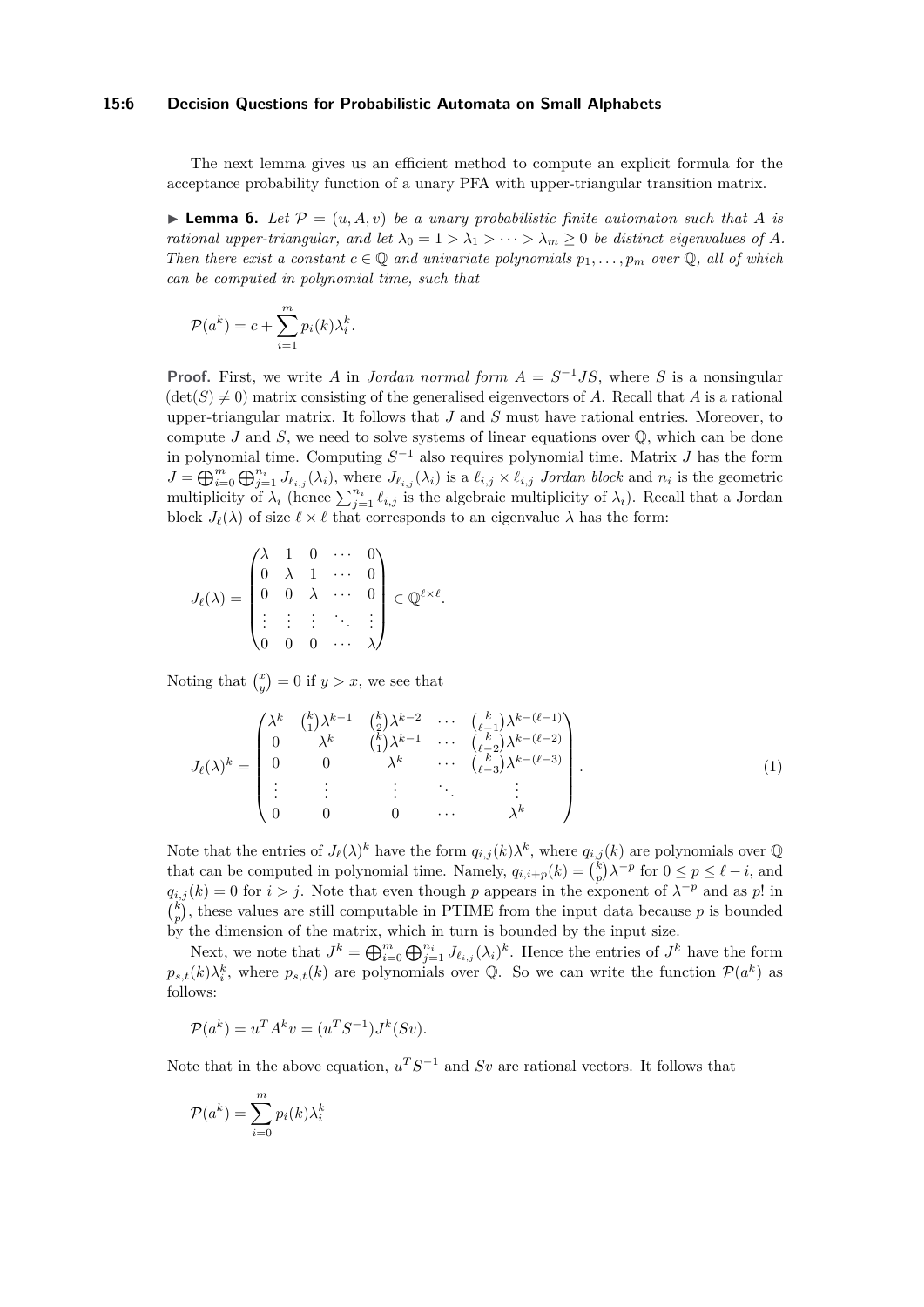The next lemma gives us an efficient method to compute an explicit formula for the acceptance probability function of a unary PFA with upper-triangular transition matrix.

▶ **Lemma 6.** *Let $\mathcal{P} = (u, A, v)$ be a unary probabilistic finite automaton such that $A$ is rational upper-triangular, and let $\lambda_0 = 1 > \lambda_1 > \cdots > \lambda_m \geq 0$ be distinct eigenvalues of $A$. Then there exist a constant $c \in \mathbb{Q}$ and univariate polynomials $p_1, \ldots, p_m$ over $\mathbb{Q}$, all of which can be computed in polynomial time, such that*

$$\mathcal{P}(a^k) = c + \sum_{i=1}^{m} p_i(k)\lambda_i^k.$$

**Proof.** First, we write $A$ in *Jordan normal form* $A = S^{-1}JS$, where $S$ is a nonsingular ($\det(S) \neq 0$) matrix consisting of the generalised eigenvectors of $A$. Recall that $A$ is a rational upper-triangular matrix. It follows that $J$ and $S$ must have rational entries. Moreover, to compute $J$ and $S$, we need to solve systems of linear equations over $\mathbb{Q}$, which can be done in polynomial time. Computing $S^{-1}$ also requires polynomial time. Matrix $J$ has the form $J = \bigoplus_{i=0}^{m} \bigoplus_{j=1}^{n_i} J_{\ell_{i,j}}(\lambda_i)$, where $J_{\ell_{i,j}}(\lambda_i)$ is a $\ell_{i,j} \times \ell_{i,j}$ *Jordan block* and $n_i$ is the geometric multiplicity of $\lambda_i$ (hence $\sum_{j=1}^{n_i} \ell_{i,j}$ is the algebraic multiplicity of $\lambda_i$). Recall that a Jordan block $J_\ell(\lambda)$ of size $\ell \times \ell$ that corresponds to an eigenvalue $\lambda$ has the form:

$$J_\ell(\lambda) = \begin{pmatrix} \lambda & 1 & 0 & \cdots & 0 \\ 0 & \lambda & 1 & \cdots & 0 \\ 0 & 0 & \lambda & \cdots & 0 \\ \vdots & \vdots & \vdots & \ddots & \vdots \\ 0 & 0 & 0 & \cdots & \lambda \end{pmatrix} \in \mathbb{Q}^{\ell \times \ell}.$$

Noting that $\binom{x}{y} = 0$ if $y > x$, we see that

$$J_\ell(\lambda)^k = \begin{pmatrix} \lambda^k & \binom{k}{1}\lambda^{k-1} & \binom{k}{2}\lambda^{k-2} & \cdots & \binom{k}{\ell-1}\lambda^{k-(\ell-1)} \\ 0 & \lambda^k & \binom{k}{1}\lambda^{k-1} & \cdots & \binom{k}{\ell-2}\lambda^{k-(\ell-2)} \\ 0 & 0 & \lambda^k & \cdots & \binom{k}{\ell-3}\lambda^{k-(\ell-3)} \\ \vdots & \vdots & \vdots & \ddots & \vdots \\ 0 & 0 & 0 & \cdots & \lambda^k \end{pmatrix}. \tag{1}$$

Note that the entries of $J_\ell(\lambda)^k$ have the form $q_{i,j}(k)\lambda^k$, where $q_{i,j}(k)$ are polynomials over $\mathbb{Q}$ that can be computed in polynomial time. Namely, $q_{i,i+p}(k) = \binom{k}{p}\lambda^{-p}$ for $0 \leq p \leq \ell - i$, and $q_{i,j}(k) = 0$ for $i > j$. Note that even though $p$ appears in the exponent of $\lambda^{-p}$ and as $p!$ in $\binom{k}{p}$, these values are still computable in PTIME from the input data because $p$ is bounded by the dimension of the matrix, which in turn is bounded by the input size.

Next, we note that $J^k = \bigoplus_{i=0}^{m} \bigoplus_{j=1}^{n_i} J_{\ell_{i,j}}(\lambda_i)^k$. Hence the entries of $J^k$ have the form $p_{s,t}(k)\lambda_i^k$, where $p_{s,t}(k)$ are polynomials over $\mathbb{Q}$. So we can write the function $\mathcal{P}(a^k)$ as follows:

$$\mathcal{P}(a^k) = u^T A^k v = (u^T S^{-1}) J^k (Sv).$$

Note that in the above equation, $u^T S^{-1}$ and $Sv$ are rational vectors. It follows that

$$\mathcal{P}(a^k) = \sum_{i=0}^{m} p_i(k)\lambda_i^k$$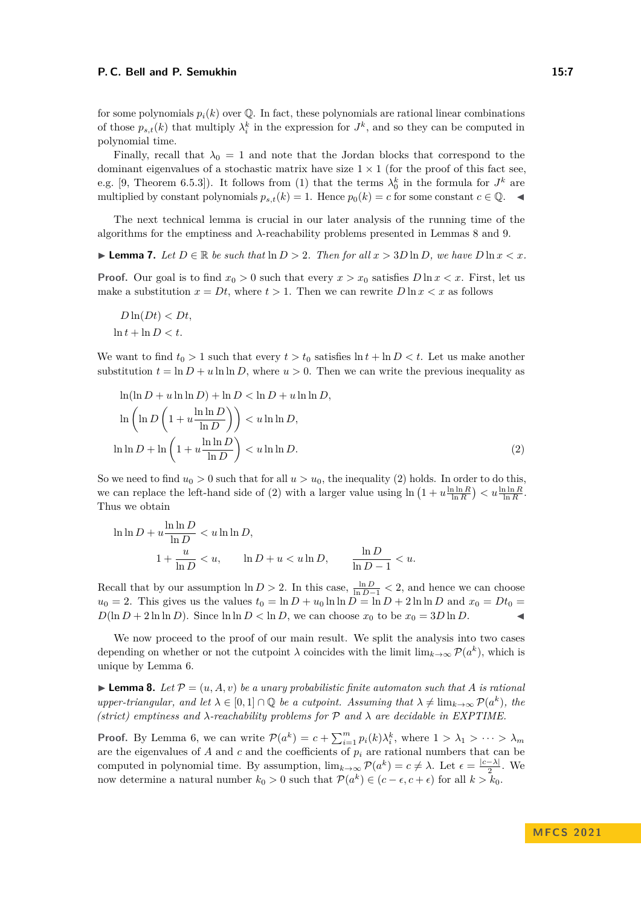for some polynomials $p_i(k)$ over $\mathbb{Q}$. In fact, these polynomials are rational linear combinations of those $p_{s,t}(k)$ that multiply $\lambda_i^k$ in the expression for $J^k$, and so they can be computed in polynomial time.

Finally, recall that $\lambda_0 = 1$ and note that the Jordan blocks that correspond to the dominant eigenvalues of a stochastic matrix have size $1 \times 1$ (for the proof of this fact see, e.g. [9, Theorem 6.5.3]). It follows from (1) that the terms $\lambda_0^k$ in the formula for $J^k$ are multiplied by constant polynomials $p_{s,t}(k) = 1$. Hence $p_0(k) = c$ for some constant $c \in \mathbb{Q}$. ◀

The next technical lemma is crucial in our later analysis of the running time of the algorithms for the emptiness and $\lambda$-reachability problems presented in Lemmas 8 and 9.

▶ **Lemma 7.** *Let $D \in \mathbb{R}$ be such that $\ln D > 2$. Then for all $x > 3D \ln D$, we have $D \ln x < x$.*

**Proof.** Our goal is to find $x_0 > 0$ such that every $x > x_0$ satisfies $D \ln x < x$. First, let us make a substitution $x = Dt$, where $t > 1$. Then we can rewrite $D \ln x < x$ as follows

$$
\begin{aligned}
D \ln(Dt) &< Dt, \\
\ln t + \ln D &< t.
\end{aligned}
$$

We want to find $t_0 > 1$ such that every $t > t_0$ satisfies $\ln t + \ln D < t$. Let us make another substitution $t = \ln D + u \ln \ln D$, where $u > 0$. Then we can write the previous inequality as

$$
\begin{aligned}
\ln(\ln D + u \ln \ln D) + \ln D &< \ln D + u \ln \ln D, \\
\ln\left(\ln D\left(1 + u\frac{\ln \ln D}{\ln D}\right)\right) &< u \ln \ln D, \\
\ln \ln D + \ln\left(1 + u\frac{\ln \ln D}{\ln D}\right) &< u \ln \ln D. \qquad (2)
\end{aligned}
$$

So we need to find $u_0 > 0$ such that for all $u > u_0$, the inequality (2) holds. In order to do this, we can replace the left-hand side of (2) with a larger value using $\ln\left(1 + u\frac{\ln \ln R}{\ln R}\right) < u\frac{\ln \ln R}{\ln R}$. Thus we obtain

$$
\begin{aligned}
\ln \ln D + u\frac{\ln \ln D}{\ln D} &< u \ln \ln D, \\
1 + \frac{u}{\ln D} < u, \qquad \ln D + u < u \ln D, &\qquad \frac{\ln D}{\ln D - 1} < u.
\end{aligned}
$$

Recall that by our assumption $\ln D > 2$. In this case, $\frac{\ln D}{\ln D - 1} < 2$, and hence we can choose $u_0 = 2$. This gives us the values $t_0 = \ln D + u_0 \ln \ln D = \ln D + 2 \ln \ln D$ and $x_0 = Dt_0 = D(\ln D + 2 \ln \ln D)$. Since $\ln \ln D < \ln D$, we can choose $x_0$ to be $x_0 = 3D \ln D$. ◀

We now proceed to the proof of our main result. We split the analysis into two cases depending on whether or not the cutpoint $\lambda$ coincides with the limit $\lim_{k\to\infty} \mathcal{P}(a^k)$, which is unique by Lemma 6.

▶ **Lemma 8.** *Let $\mathcal{P} = (u, A, v)$ be a unary probabilistic finite automaton such that $A$ is rational upper-triangular, and let $\lambda \in [0, 1] \cap \mathbb{Q}$ be a cutpoint. Assuming that $\lambda \neq \lim_{k\to\infty} \mathcal{P}(a^k)$, the (strict) emptiness and $\lambda$-reachability problems for $\mathcal{P}$ and $\lambda$ are decidable in EXPTIME.*

**Proof.** By Lemma 6, we can write $\mathcal{P}(a^k) = c + \sum_{i=1}^{m} p_i(k)\lambda_i^k$, where $1 > \lambda_1 > \cdots > \lambda_m$ are the eigenvalues of $A$ and $c$ and the coefficients of $p_i$ are rational numbers that can be computed in polynomial time. By assumption, $\lim_{k\to\infty} \mathcal{P}(a^k) = c \neq \lambda$. Let $\epsilon = \frac{|c-\lambda|}{2}$. We now determine a natural number $k_0 > 0$ such that $\mathcal{P}(a^k) \in (c - \epsilon, c + \epsilon)$ for all $k > k_0$.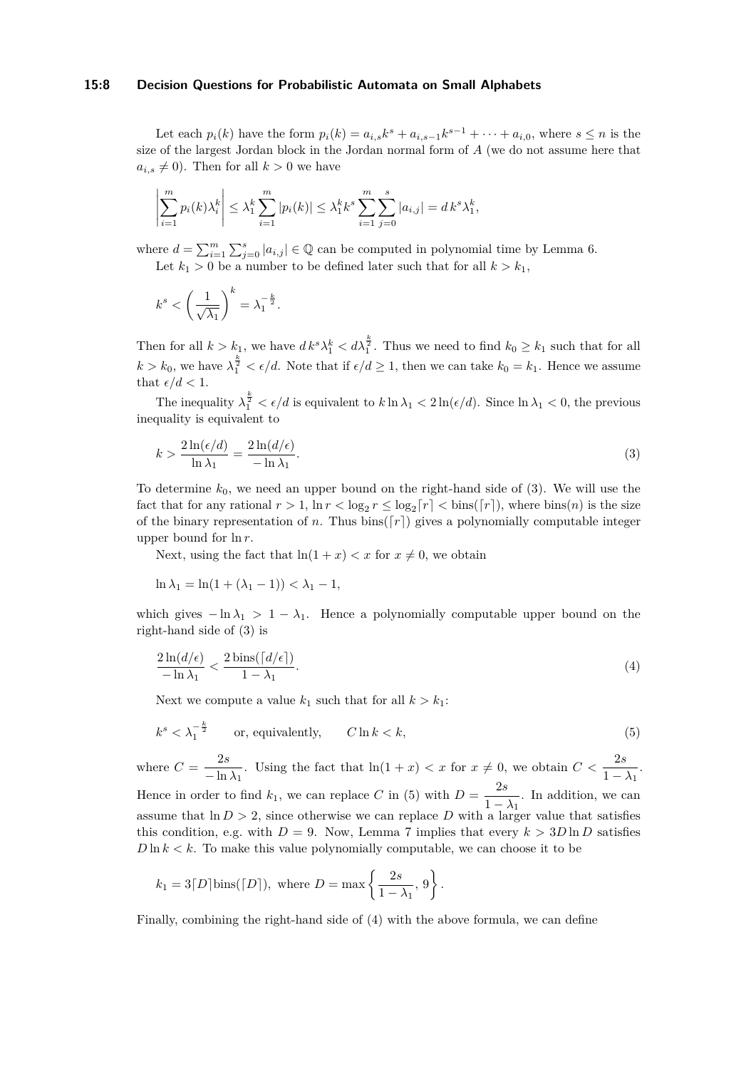Let each $p_i(k)$ have the form $p_i(k) = a_{i,s}k^s + a_{i,s-1}k^{s-1} + \cdots + a_{i,0}$, where $s \leq n$ is the size of the largest Jordan block in the Jordan normal form of $A$ (we do not assume here that $a_{i,s} \neq 0$). Then for all $k > 0$ we have

$$\left|\sum_{i=1}^{m} p_i(k)\lambda_i^k\right| \leq \lambda_1^k \sum_{i=1}^{m} |p_i(k)| \leq \lambda_1^k k^s \sum_{i=1}^{m}\sum_{j=0}^{s} |a_{i,j}| = d\, k^s \lambda_1^k,$$

where $d = \sum_{i=1}^{m}\sum_{j=0}^{s} |a_{i,j}| \in \mathbb{Q}$ can be computed in polynomial time by Lemma 6.

Let $k_1 > 0$ be a number to be defined later such that for all $k > k_1$,

$$k^s < \left(\frac{1}{\sqrt{\lambda_1}}\right)^k = \lambda_1^{-\frac{k}{2}}.$$

Then for all $k > k_1$, we have $d\, k^s \lambda_1^k < d\lambda_1^{\frac{k}{2}}$. Thus we need to find $k_0 \geq k_1$ such that for all $k > k_0$, we have $\lambda_1^{\frac{k}{2}} < \epsilon/d$. Note that if $\epsilon/d \geq 1$, then we can take $k_0 = k_1$. Hence we assume that $\epsilon/d < 1$.

The inequality $\lambda_1^{\frac{k}{2}} < \epsilon/d$ is equivalent to $k \ln \lambda_1 < 2\ln(\epsilon/d)$. Since $\ln \lambda_1 < 0$, the previous inequality is equivalent to

$$k > \frac{2\ln(\epsilon/d)}{\ln \lambda_1} = \frac{2\ln(d/\epsilon)}{-\ln \lambda_1}. \tag{3}$$

To determine $k_0$, we need an upper bound on the right-hand side of (3). We will use the fact that for any rational $r > 1$, $\ln r < \log_2 r \leq \log_2\lceil r\rceil < \mathrm{bins}(\lceil r\rceil)$, where $\mathrm{bins}(n)$ is the size of the binary representation of $n$. Thus $\mathrm{bins}(\lceil r\rceil)$ gives a polynomially computable integer upper bound for $\ln r$.

Next, using the fact that $\ln(1+x) < x$ for $x \neq 0$, we obtain

$$\ln \lambda_1 = \ln(1 + (\lambda_1 - 1)) < \lambda_1 - 1,$$

which gives $-\ln \lambda_1 > 1 - \lambda_1$. Hence a polynomially computable upper bound on the right-hand side of (3) is

$$\frac{2\ln(d/\epsilon)}{-\ln \lambda_1} < \frac{2\,\mathrm{bins}(\lceil d/\epsilon\rceil)}{1 - \lambda_1}. \tag{4}$$

Next we compute a value $k_1$ such that for all $k > k_1$:

$$k^s < \lambda_1^{-\frac{k}{2}} \qquad \text{or, equivalently,} \qquad C\ln k < k, \tag{5}$$

where $C = \dfrac{2s}{-\ln \lambda_1}$. Using the fact that $\ln(1+x) < x$ for $x \neq 0$, we obtain $C < \dfrac{2s}{1-\lambda_1}$. Hence in order to find $k_1$, we can replace $C$ in (5) with $D = \dfrac{2s}{1-\lambda_1}$. In addition, we can assume that $\ln D > 2$, since otherwise we can replace $D$ with a larger value that satisfies this condition, e.g. with $D = 9$. Now, Lemma 7 implies that every $k > 3D\ln D$ satisfies $D\ln k < k$. To make this value polynomially computable, we can choose it to be

$$k_1 = 3\lceil D\rceil \mathrm{bins}(\lceil D\rceil), \text{ where } D = \max\left\{\frac{2s}{1-\lambda_1}, 9\right\}.$$

Finally, combining the right-hand side of (4) with the above formula, we can define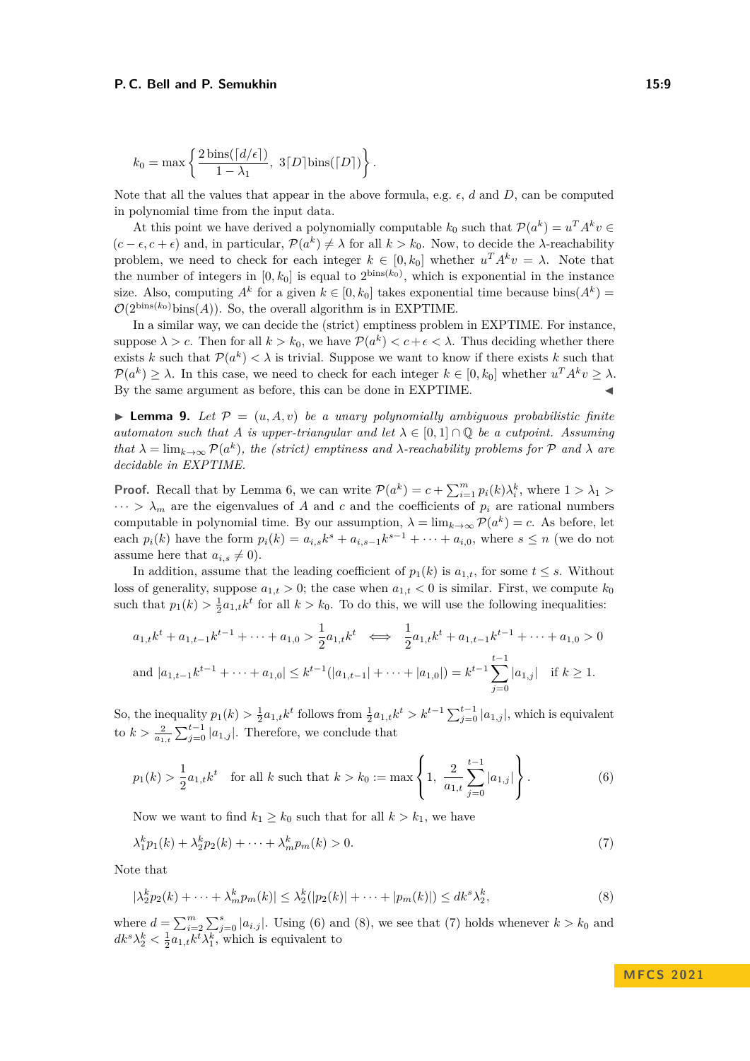$$k_0 = \max\left\{\frac{2\,\text{bins}(\lceil d/\epsilon\rceil)}{1-\lambda_1},\ 3\lceil D\rceil \text{bins}(\lceil D\rceil)\right\}.$$

Note that all the values that appear in the above formula, e.g. $\epsilon$, $d$ and $D$, can be computed in polynomial time from the input data.

At this point we have derived a polynomially computable $k_0$ such that $\mathcal{P}(a^k) = u^T A^k v \in (c-\epsilon, c+\epsilon)$ and, in particular, $\mathcal{P}(a^k) \neq \lambda$ for all $k > k_0$. Now, to decide the $\lambda$-reachability problem, we need to check for each integer $k \in [0, k_0]$ whether $u^T A^k v = \lambda$. Note that the number of integers in $[0, k_0]$ is equal to $2^{\text{bins}(k_0)}$, which is exponential in the instance size. Also, computing $A^k$ for a given $k \in [0, k_0]$ takes exponential time because $\text{bins}(A^k) = \mathcal{O}(2^{\text{bins}(k_0)}\text{bins}(A))$. So, the overall algorithm is in EXPTIME.

In a similar way, we can decide the (strict) emptiness problem in EXPTIME. For instance, suppose $\lambda > c$. Then for all $k > k_0$, we have $\mathcal{P}(a^k) < c + \epsilon < \lambda$. Thus deciding whether there exists $k$ such that $\mathcal{P}(a^k) < \lambda$ is trivial. Suppose we want to know if there exists $k$ such that $\mathcal{P}(a^k) \geq \lambda$. In this case, we need to check for each integer $k \in [0, k_0]$ whether $u^T A^k v \geq \lambda$. By the same argument as before, this can be done in EXPTIME. ◀

▶ **Lemma 9.** *Let $\mathcal{P} = (u, A, v)$ be a unary polynomially ambiguous probabilistic finite automaton such that $A$ is upper-triangular and let $\lambda \in [0,1] \cap \mathbb{Q}$ be a cutpoint. Assuming that $\lambda = \lim_{k\to\infty} \mathcal{P}(a^k)$, the (strict) emptiness and $\lambda$-reachability problems for $\mathcal{P}$ and $\lambda$ are decidable in EXPTIME.*

**Proof.** Recall that by Lemma 6, we can write $\mathcal{P}(a^k) = c + \sum_{i=1}^{m} p_i(k)\lambda_i^k$, where $1 > \lambda_1 > \cdots > \lambda_m$ are the eigenvalues of $A$ and $c$ and the coefficients of $p_i$ are rational numbers computable in polynomial time. By our assumption, $\lambda = \lim_{k\to\infty} \mathcal{P}(a^k) = c$. As before, let each $p_i(k)$ have the form $p_i(k) = a_{i,s}k^s + a_{i,s-1}k^{s-1} + \cdots + a_{i,0}$, where $s \leq n$ (we do not assume here that $a_{i,s} \neq 0$).

In addition, assume that the leading coefficient of $p_1(k)$ is $a_{1,t}$, for some $t \leq s$. Without loss of generality, suppose $a_{1,t} > 0$; the case when $a_{1,t} < 0$ is similar. First, we compute $k_0$ such that $p_1(k) > \frac{1}{2}a_{1,t}k^t$ for all $k > k_0$. To do this, we will use the following inequalities:

$$a_{1,t}k^t + a_{1,t-1}k^{t-1} + \cdots + a_{1,0} > \frac{1}{2}a_{1,t}k^t \iff \frac{1}{2}a_{1,t}k^t + a_{1,t-1}k^{t-1} + \cdots + a_{1,0} > 0$$

$$\text{and } |a_{1,t-1}k^{t-1} + \cdots + a_{1,0}| \leq k^{t-1}(|a_{1,t-1}| + \cdots + |a_{1,0}|) = k^{t-1}\sum_{j=0}^{t-1}|a_{1,j}| \quad \text{if } k \geq 1.$$

So, the inequality $p_1(k) > \frac{1}{2}a_{1,t}k^t$ follows from $\frac{1}{2}a_{1,t}k^t > k^{t-1}\sum_{j=0}^{t-1}|a_{1,j}|$, which is equivalent to $k > \frac{2}{a_{1,t}}\sum_{j=0}^{t-1}|a_{1,j}|$. Therefore, we conclude that

$$p_1(k) > \frac{1}{2}a_{1,t}k^t \quad \text{for all } k \text{ such that } k > k_0 := \max\left\{1,\ \frac{2}{a_{1,t}}\sum_{j=0}^{t-1}|a_{1,j}|\right\}. \tag{6}$$

Now we want to find $k_1 \geq k_0$ such that for all $k > k_1$, we have

$$\lambda_1^k p_1(k) + \lambda_2^k p_2(k) + \cdots + \lambda_m^k p_m(k) > 0. \tag{7}$$

Note that

$$|\lambda_2^k p_2(k) + \cdots + \lambda_m^k p_m(k)| \leq \lambda_2^k(|p_2(k)| + \cdots + |p_m(k)|) \leq dk^s\lambda_2^k, \tag{8}$$

where $d = \sum_{i=2}^{m}\sum_{j=0}^{s}|a_{i.j}|$. Using (6) and (8), we see that (7) holds whenever $k > k_0$ and $dk^s\lambda_2^k < \frac{1}{2}a_{1,t}k^t\lambda_1^k$, which is equivalent to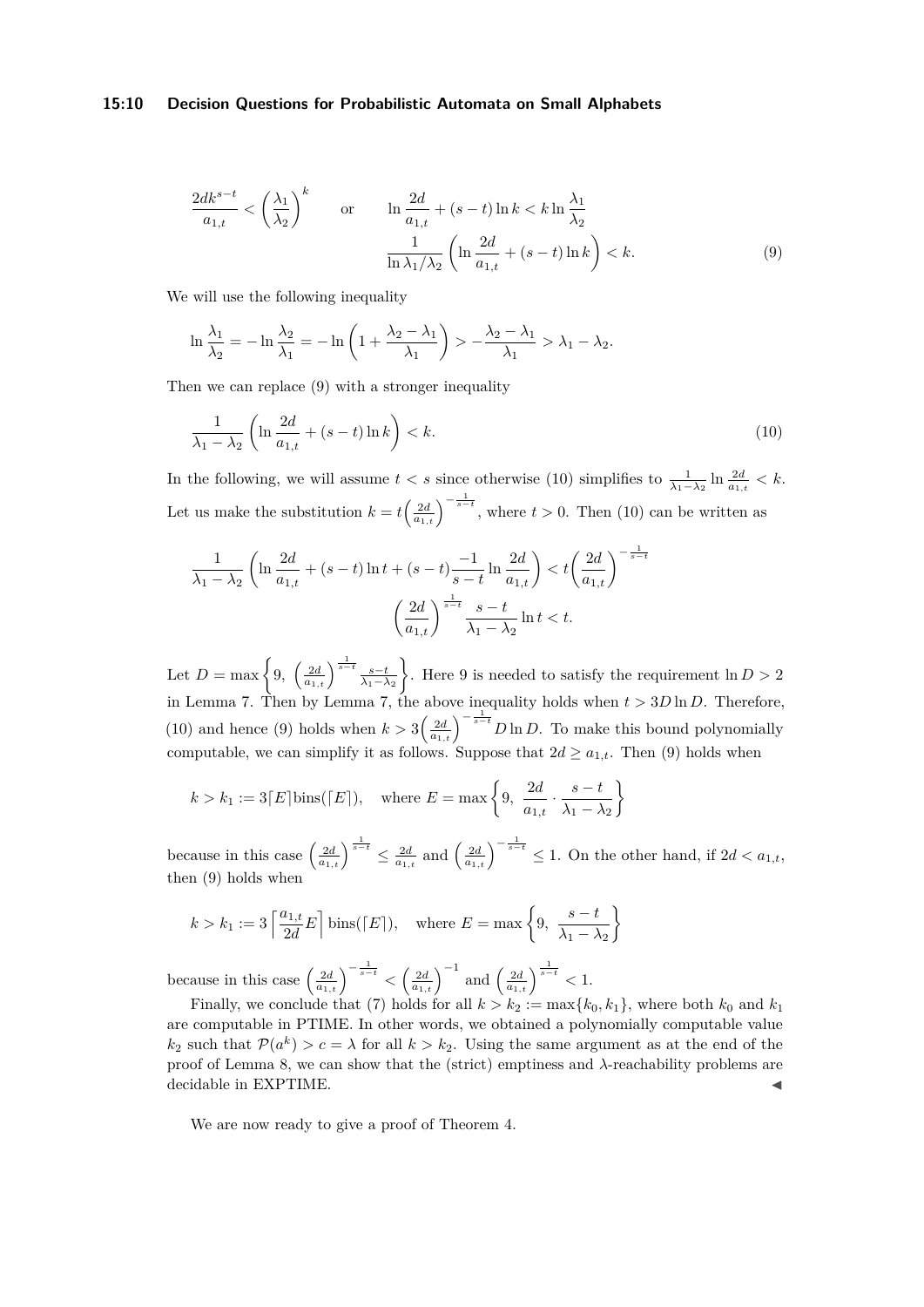$$\frac{2dk^{s-t}}{a_{1,t}} < \left(\frac{\lambda_1}{\lambda_2}\right)^k \qquad \text{or} \qquad \ln\frac{2d}{a_{1,t}} + (s-t)\ln k < k\ln\frac{\lambda_1}{\lambda_2}$$

$$\frac{1}{\ln \lambda_1/\lambda_2}\left(\ln\frac{2d}{a_{1,t}} + (s-t)\ln k\right) < k. \tag{9}$$

We will use the following inequality

$$\ln\frac{\lambda_1}{\lambda_2} = -\ln\frac{\lambda_2}{\lambda_1} = -\ln\left(1 + \frac{\lambda_2 - \lambda_1}{\lambda_1}\right) > -\frac{\lambda_2 - \lambda_1}{\lambda_1} > \lambda_1 - \lambda_2.$$

Then we can replace (9) with a stronger inequality

$$\frac{1}{\lambda_1 - \lambda_2}\left(\ln\frac{2d}{a_{1,t}} + (s-t)\ln k\right) < k. \tag{10}$$

In the following, we will assume $t < s$ since otherwise (10) simplifies to $\frac{1}{\lambda_1-\lambda_2}\ln\frac{2d}{a_{1,t}} < k$. Let us make the substitution $k = t\left(\frac{2d}{a_{1,t}}\right)^{-\frac{1}{s-t}}$, where $t > 0$. Then (10) can be written as

$$\frac{1}{\lambda_1 - \lambda_2}\left(\ln\frac{2d}{a_{1,t}} + (s-t)\ln t + (s-t)\frac{-1}{s-t}\ln\frac{2d}{a_{1,t}}\right) < t\left(\frac{2d}{a_{1,t}}\right)^{-\frac{1}{s-t}}$$

$$\left(\frac{2d}{a_{1,t}}\right)^{\frac{1}{s-t}}\frac{s-t}{\lambda_1 - \lambda_2}\ln t < t.$$

Let $D = \max\left\{9,\ \left(\frac{2d}{a_{1,t}}\right)^{\frac{1}{s-t}}\frac{s-t}{\lambda_1-\lambda_2}\right\}$. Here 9 is needed to satisfy the requirement $\ln D > 2$ in Lemma 7. Then by Lemma 7, the above inequality holds when $t > 3D\ln D$. Therefore, (10) and hence (9) holds when $k > 3\left(\frac{2d}{a_{1,t}}\right)^{-\frac{1}{s-t}}D\ln D$. To make this bound polynomially computable, we can simplify it as follows. Suppose that $2d \geq a_{1,t}$. Then (9) holds when

$$k > k_1 := 3\lceil E\rceil \operatorname{bins}(\lceil E\rceil), \quad \text{where } E = \max\left\{9,\ \frac{2d}{a_{1,t}}\cdot\frac{s-t}{\lambda_1-\lambda_2}\right\}$$

because in this case $\left(\frac{2d}{a_{1,t}}\right)^{\frac{1}{s-t}} \leq \frac{2d}{a_{1,t}}$ and $\left(\frac{2d}{a_{1,t}}\right)^{-\frac{1}{s-t}} \leq 1$. On the other hand, if $2d < a_{1,t}$, then (9) holds when

$$k > k_1 := 3\left\lceil \frac{a_{1,t}}{2d}E\right\rceil \operatorname{bins}(\lceil E\rceil), \quad \text{where } E = \max\left\{9,\ \frac{s-t}{\lambda_1-\lambda_2}\right\}$$

because in this case $\left(\frac{2d}{a_{1,t}}\right)^{-\frac{1}{s-t}} < \left(\frac{2d}{a_{1,t}}\right)^{-1}$ and $\left(\frac{2d}{a_{1,t}}\right)^{\frac{1}{s-t}} < 1$.

Finally, we conclude that (7) holds for all $k > k_2 := \max\{k_0, k_1\}$, where both $k_0$ and $k_1$ are computable in PTIME. In other words, we obtained a polynomially computable value $k_2$ such that $\mathcal{P}(a^k) > c = \lambda$ for all $k > k_2$. Using the same argument as at the end of the proof of Lemma 8, we can show that the (strict) emptiness and $\lambda$-reachability problems are decidable in EXPTIME. ◀

We are now ready to give a proof of Theorem 4.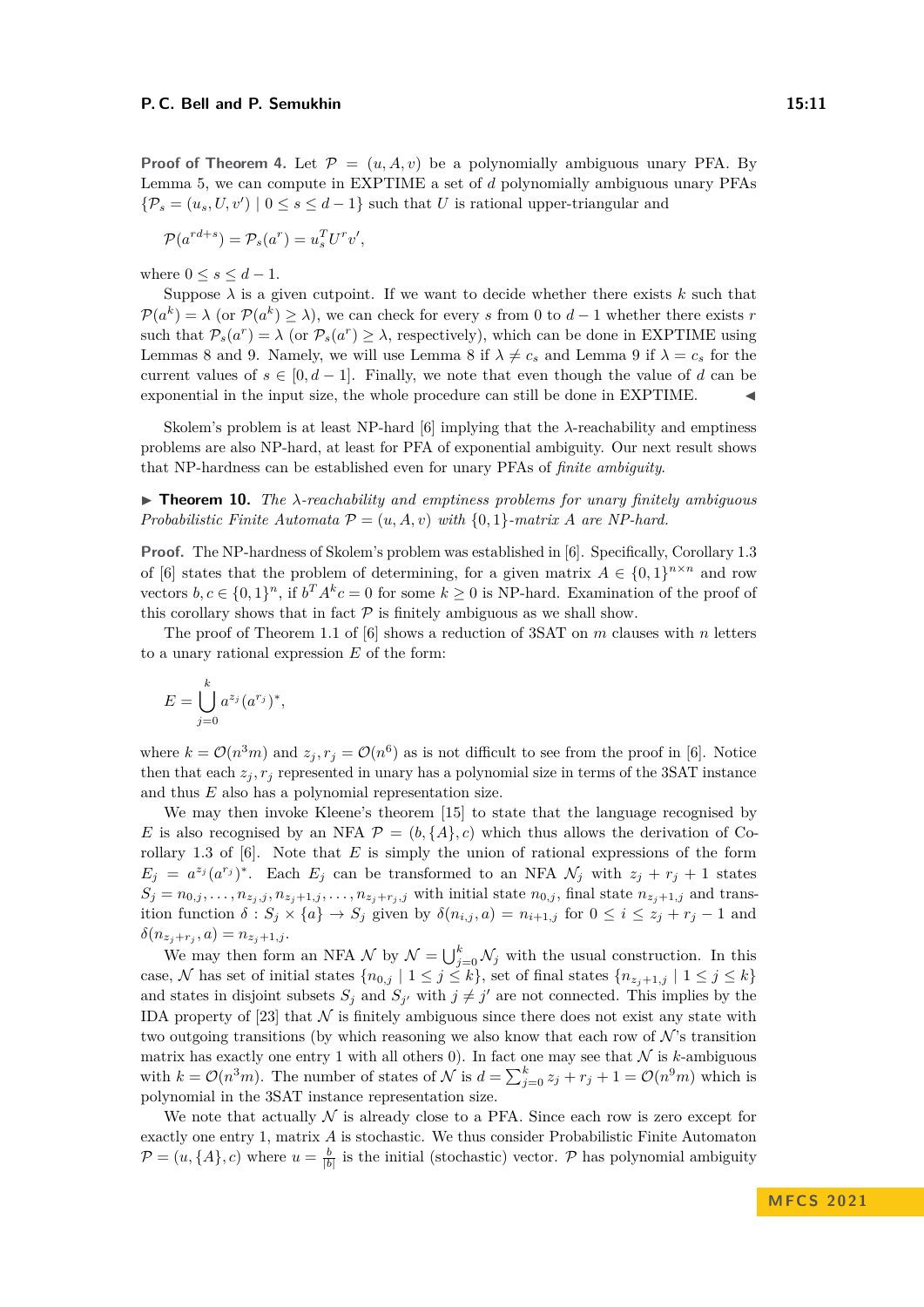**Proof of Theorem 4.** Let $\mathcal{P} = (u, A, v)$ be a polynomially ambiguous unary PFA. By Lemma 5, we can compute in EXPTIME a set of $d$ polynomially ambiguous unary PFAs $\{\mathcal{P}_s = (u_s, U, v') \mid 0 \leq s \leq d-1\}$ such that $U$ is rational upper-triangular and

$$\mathcal{P}(a^{rd+s}) = \mathcal{P}_s(a^r) = u_s^T U^r v',$$

where $0 \leq s \leq d-1$.

Suppose $\lambda$ is a given cutpoint. If we want to decide whether there exists $k$ such that $\mathcal{P}(a^k) = \lambda$ (or $\mathcal{P}(a^k) \geq \lambda$), we can check for every $s$ from 0 to $d-1$ whether there exists $r$ such that $\mathcal{P}_s(a^r) = \lambda$ (or $\mathcal{P}_s(a^r) \geq \lambda$, respectively), which can be done in EXPTIME using Lemmas 8 and 9. Namely, we will use Lemma 8 if $\lambda \neq c_s$ and Lemma 9 if $\lambda = c_s$ for the current values of $s \in [0, d-1]$. Finally, we note that even though the value of $d$ can be exponential in the input size, the whole procedure can still be done in EXPTIME. ◀

Skolem's problem is at least NP-hard [6] implying that the $\lambda$-reachability and emptiness problems are also NP-hard, at least for PFA of exponential ambiguity. Our next result shows that NP-hardness can be established even for unary PFAs of *finite ambiguity*.

▶ **Theorem 10.** *The $\lambda$-reachability and emptiness problems for unary finitely ambiguous Probabilistic Finite Automata $\mathcal{P} = (u, A, v)$ with $\{0,1\}$-matrix $A$ are NP-hard.*

**Proof.** The NP-hardness of Skolem's problem was established in [6]. Specifically, Corollary 1.3 of [6] states that the problem of determining, for a given matrix $A \in \{0,1\}^{n\times n}$ and row vectors $b, c \in \{0,1\}^n$, if $b^T A^k c = 0$ for some $k \geq 0$ is NP-hard. Examination of the proof of this corollary shows that in fact $\mathcal{P}$ is finitely ambiguous as we shall show.

The proof of Theorem 1.1 of [6] shows a reduction of 3SAT on $m$ clauses with $n$ letters to a unary rational expression $E$ of the form:

$$E = \bigcup_{j=0}^{k} a^{z_j}(a^{r_j})^*,$$

where $k = \mathcal{O}(n^3 m)$ and $z_j, r_j = \mathcal{O}(n^6)$ as is not difficult to see from the proof in [6]. Notice then that each $z_j, r_j$ represented in unary has a polynomial size in terms of the 3SAT instance and thus $E$ also has a polynomial representation size.

We may then invoke Kleene's theorem [15] to state that the language recognised by $E$ is also recognised by an NFA $\mathcal{P} = (b, \{A\}, c)$ which thus allows the derivation of Corollary 1.3 of [6]. Note that $E$ is simply the union of rational expressions of the form $E_j = a^{z_j}(a^{r_j})^*$. Each $E_j$ can be transformed to an NFA $\mathcal{N}_j$ with $z_j + r_j + 1$ states $S_j = n_{0,j}, \ldots, n_{z_j,j}, n_{z_j+1,j}, \ldots, n_{z_j+r_j,j}$ with initial state $n_{0,j}$, final state $n_{z_j+1,j}$ and transition function $\delta : S_j \times \{a\} \to S_j$ given by $\delta(n_{i,j}, a) = n_{i+1,j}$ for $0 \leq i \leq z_j + r_j - 1$ and $\delta(n_{z_j+r_j}, a) = n_{z_j+1,j}$.

We may then form an NFA $\mathcal{N}$ by $\mathcal{N} = \bigcup_{j=0}^{k} \mathcal{N}_j$ with the usual construction. In this case, $\mathcal{N}$ has set of initial states $\{n_{0,j} \mid 1 \leq j \leq k\}$, set of final states $\{n_{z_j+1,j} \mid 1 \leq j \leq k\}$ and states in disjoint subsets $S_j$ and $S_{j'}$ with $j \neq j'$ are not connected. This implies by the IDA property of [23] that $\mathcal{N}$ is finitely ambiguous since there does not exist any state with two outgoing transitions (by which reasoning we also know that each row of $\mathcal{N}$'s transition matrix has exactly one entry 1 with all others 0). In fact one may see that $\mathcal{N}$ is $k$-ambiguous with $k = \mathcal{O}(n^3 m)$. The number of states of $\mathcal{N}$ is $d = \sum_{j=0}^{k} z_j + r_j + 1 = \mathcal{O}(n^9 m)$ which is polynomial in the 3SAT instance representation size.

We note that actually $\mathcal{N}$ is already close to a PFA. Since each row is zero except for exactly one entry 1, matrix $A$ is stochastic. We thus consider Probabilistic Finite Automaton $\mathcal{P} = (u, \{A\}, c)$ where $u = \frac{b}{|b|}$ is the initial (stochastic) vector. $\mathcal{P}$ has polynomial ambiguity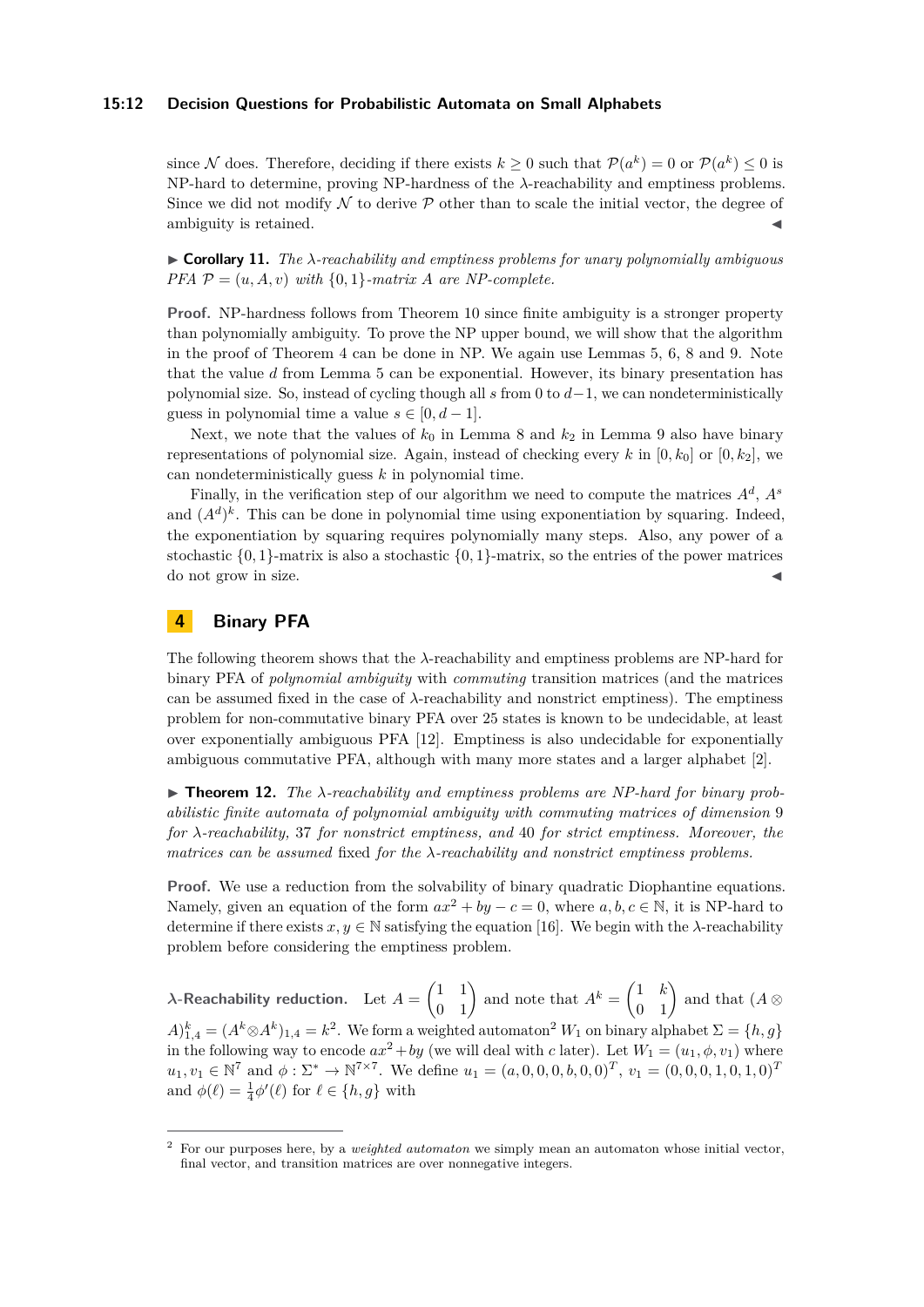since $\mathcal{N}$ does. Therefore, deciding if there exists $k \geq 0$ such that $\mathcal{P}(a^k) = 0$ or $\mathcal{P}(a^k) \leq 0$ is NP-hard to determine, proving NP-hardness of the $\lambda$-reachability and emptiness problems. Since we did not modify $\mathcal{N}$ to derive $\mathcal{P}$ other than to scale the initial vector, the degree of ambiguity is retained. ◀

▶ **Corollary 11.** *The $\lambda$-reachability and emptiness problems for unary polynomially ambiguous PFA $\mathcal{P} = (u, A, v)$ with $\{0, 1\}$-matrix $A$ are NP-complete.*

**Proof.** NP-hardness follows from Theorem 10 since finite ambiguity is a stronger property than polynomially ambiguity. To prove the NP upper bound, we will show that the algorithm in the proof of Theorem 4 can be done in NP. We again use Lemmas 5, 6, 8 and 9. Note that the value $d$ from Lemma 5 can be exponential. However, its binary presentation has polynomial size. So, instead of cycling though all $s$ from 0 to $d-1$, we can nondeterministically guess in polynomial time a value $s \in [0, d-1]$.

Next, we note that the values of $k_0$ in Lemma 8 and $k_2$ in Lemma 9 also have binary representations of polynomial size. Again, instead of checking every $k$ in $[0, k_0]$ or $[0, k_2]$, we can nondeterministically guess $k$ in polynomial time.

Finally, in the verification step of our algorithm we need to compute the matrices $A^d$, $A^s$ and $(A^d)^k$. This can be done in polynomial time using exponentiation by squaring. Indeed, the exponentiation by squaring requires polynomially many steps. Also, any power of a stochastic $\{0, 1\}$-matrix is also a stochastic $\{0, 1\}$-matrix, so the entries of the power matrices do not grow in size. ◀

## 4 Binary PFA

The following theorem shows that the $\lambda$-reachability and emptiness problems are NP-hard for binary PFA of *polynomial ambiguity* with *commuting* transition matrices (and the matrices can be assumed fixed in the case of $\lambda$-reachability and nonstrict emptiness). The emptiness problem for non-commutative binary PFA over 25 states is known to be undecidable, at least over exponentially ambiguous PFA [12]. Emptiness is also undecidable for exponentially ambiguous commutative PFA, although with many more states and a larger alphabet [2].

▶ **Theorem 12.** *The $\lambda$-reachability and emptiness problems are NP-hard for binary probabilistic finite automata of polynomial ambiguity with commuting matrices of dimension 9 for $\lambda$-reachability, 37 for nonstrict emptiness, and 40 for strict emptiness. Moreover, the matrices can be assumed* fixed *for the $\lambda$-reachability and nonstrict emptiness problems.*

**Proof.** We use a reduction from the solvability of binary quadratic Diophantine equations. Namely, given an equation of the form $ax^2 + by - c = 0$, where $a, b, c \in \mathbb{N}$, it is NP-hard to determine if there exists $x, y \in \mathbb{N}$ satisfying the equation [16]. We begin with the $\lambda$-reachability problem before considering the emptiness problem.

**$\lambda$-Reachability reduction.** Let $A = \begin{pmatrix} 1 & 1 \\ 0 & 1 \end{pmatrix}$ and note that $A^k = \begin{pmatrix} 1 & k \\ 0 & 1 \end{pmatrix}$ and that $(A \otimes A)^k_{1,4} = (A^k \otimes A^k)_{1,4} = k^2$. We form a weighted automaton[2] $W_1$ on binary alphabet $\Sigma = \{h, g\}$ in the following way to encode $ax^2 + by$ (we will deal with $c$ later). Let $W_1 = (u_1, \phi, v_1)$ where $u_1, v_1 \in \mathbb{N}^7$ and $\phi : \Sigma^* \to \mathbb{N}^{7 \times 7}$. We define $u_1 = (a, 0, 0, 0, b, 0, 0)^T$, $v_1 = (0, 0, 0, 1, 0, 1, 0)^T$ and $\phi(\ell) = \frac{1}{4}\phi'(\ell)$ for $\ell \in \{h, g\}$ with

---

[2] For our purposes here, by a *weighted automaton* we simply mean an automaton whose initial vector, final vector, and transition matrices are over nonnegative integers.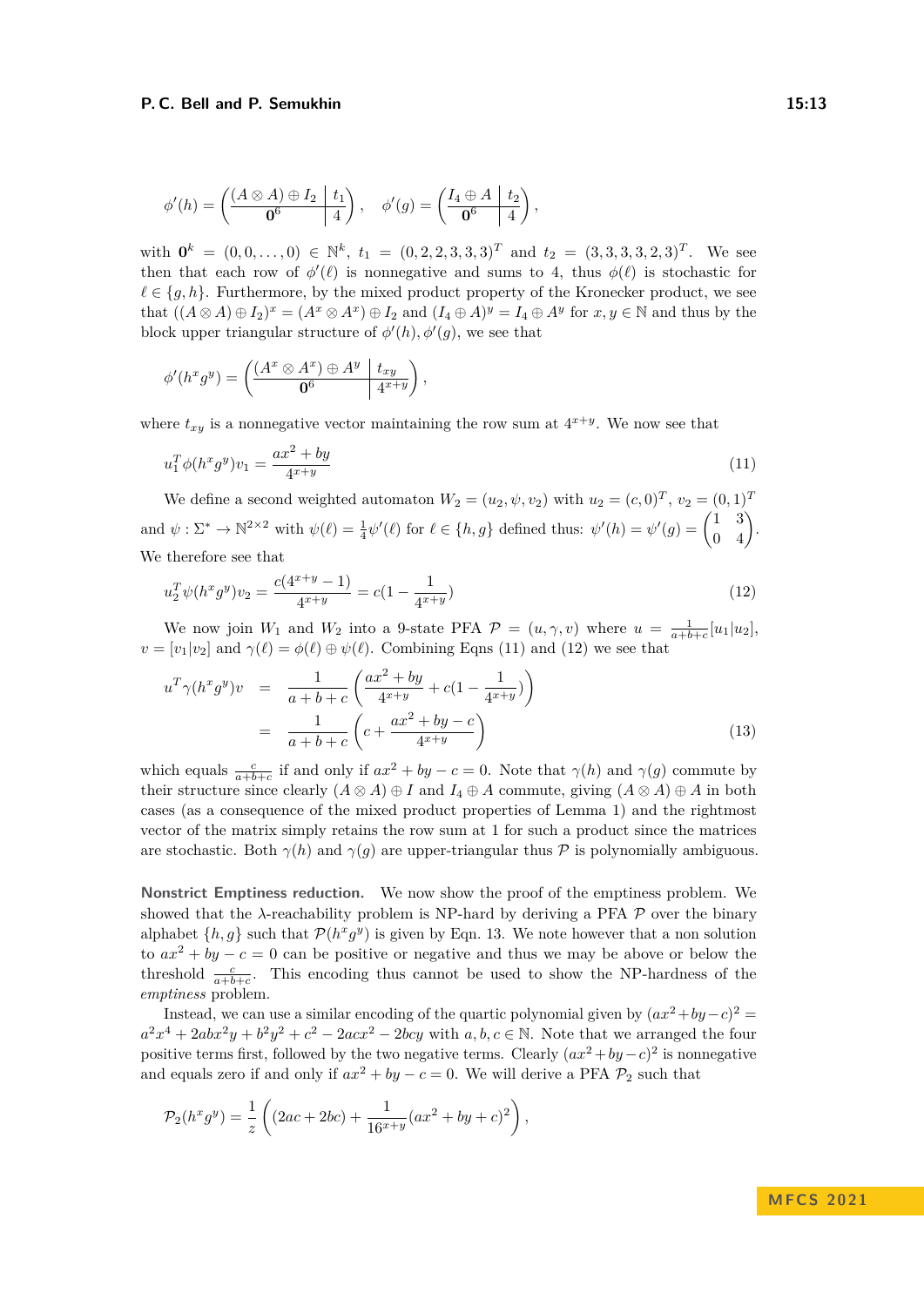$$\phi'(h) = \left(\begin{array}{c|c} (A \otimes A) \oplus I_2 & t_1 \\ \hline \mathbf{0}^6 & 4 \end{array}\right), \quad \phi'(g) = \left(\begin{array}{c|c} I_4 \oplus A & t_2 \\ \hline \mathbf{0}^6 & 4 \end{array}\right),$$

with $\mathbf{0}^k = (0, 0, \dots, 0) \in \mathbb{N}^k$, $t_1 = (0, 2, 2, 3, 3, 3)^T$ and $t_2 = (3, 3, 3, 3, 2, 3)^T$. We see then that each row of $\phi'(\ell)$ is nonnegative and sums to 4, thus $\phi(\ell)$ is stochastic for $\ell \in \{g, h\}$. Furthermore, by the mixed product property of the Kronecker product, we see that $((A \otimes A) \oplus I_2)^x = (A^x \otimes A^x) \oplus I_2$ and $(I_4 \oplus A)^y = I_4 \oplus A^y$ for $x, y \in \mathbb{N}$ and thus by the block upper triangular structure of $\phi'(h), \phi'(g)$, we see that

$$\phi'(h^x g^y) = \left(\begin{array}{c|c} (A^x \otimes A^x) \oplus A^y & t_{xy} \\ \hline \mathbf{0}^6 & 4^{x+y} \end{array}\right),$$

where $t_{xy}$ is a nonnegative vector maintaining the row sum at $4^{x+y}$. We now see that

$$u_1^T \phi(h^x g^y) v_1 = \frac{ax^2 + by}{4^{x+y}} \tag{11}$$

We define a second weighted automaton $W_2 = (u_2, \psi, v_2)$ with $u_2 = (c, 0)^T$, $v_2 = (0, 1)^T$ and $\psi : \Sigma^* \to \mathbb{N}^{2\times 2}$ with $\psi(\ell) = \frac{1}{4}\psi'(\ell)$ for $\ell \in \{h, g\}$ defined thus: $\psi'(h) = \psi'(g) = \begin{pmatrix} 1 & 3 \\ 0 & 4 \end{pmatrix}$. We therefore see that

$$u_2^T \psi(h^x g^y) v_2 = \frac{c(4^{x+y} - 1)}{4^{x+y}} = c(1 - \frac{1}{4^{x+y}}) \tag{12}$$

We now join $W_1$ and $W_2$ into a 9-state PFA $\mathcal{P} = (u, \gamma, v)$ where $u = \frac{1}{a+b+c}[u_1|u_2]$, $v = [v_1|v_2]$ and $\gamma(\ell) = \phi(\ell) \oplus \psi(\ell)$. Combining Eqns (11) and (12) we see that

$$\begin{aligned} u^T \gamma(h^x g^y) v &= \frac{1}{a+b+c}\left(\frac{ax^2 + by}{4^{x+y}} + c(1 - \frac{1}{4^{x+y}})\right) \\ &= \frac{1}{a+b+c}\left(c + \frac{ax^2 + by - c}{4^{x+y}}\right) \end{aligned} \tag{13}$$

which equals $\frac{c}{a+b+c}$ if and only if $ax^2 + by - c = 0$. Note that $\gamma(h)$ and $\gamma(g)$ commute by their structure since clearly $(A \otimes A) \oplus I$ and $I_4 \oplus A$ commute, giving $(A \otimes A) \oplus A$ in both cases (as a consequence of the mixed product properties of Lemma 1) and the rightmost vector of the matrix simply retains the row sum at 1 for such a product since the matrices are stochastic. Both $\gamma(h)$ and $\gamma(g)$ are upper-triangular thus $\mathcal{P}$ is polynomially ambiguous.

**Nonstrict Emptiness reduction.** We now show the proof of the emptiness problem. We showed that the $\lambda$-reachability problem is NP-hard by deriving a PFA $\mathcal{P}$ over the binary alphabet $\{h, g\}$ such that $\mathcal{P}(h^x g^y)$ is given by Eqn. 13. We note however that a non solution to $ax^2 + by - c = 0$ can be positive or negative and thus we may be above or below the threshold $\frac{c}{a+b+c}$. This encoding thus cannot be used to show the NP-hardness of the *emptiness* problem.

Instead, we can use a similar encoding of the quartic polynomial given by $(ax^2 + by - c)^2 = a^2x^4 + 2abx^2y + b^2y^2 + c^2 - 2acx^2 - 2bcy$ with $a, b, c \in \mathbb{N}$. Note that we arranged the four positive terms first, followed by the two negative terms. Clearly $(ax^2 + by - c)^2$ is nonnegative and equals zero if and only if $ax^2 + by - c = 0$. We will derive a PFA $\mathcal{P}_2$ such that

$$\mathcal{P}_2(h^x g^y) = \frac{1}{z}\left((2ac + 2bc) + \frac{1}{16^{x+y}}(ax^2 + by + c)^2\right),$$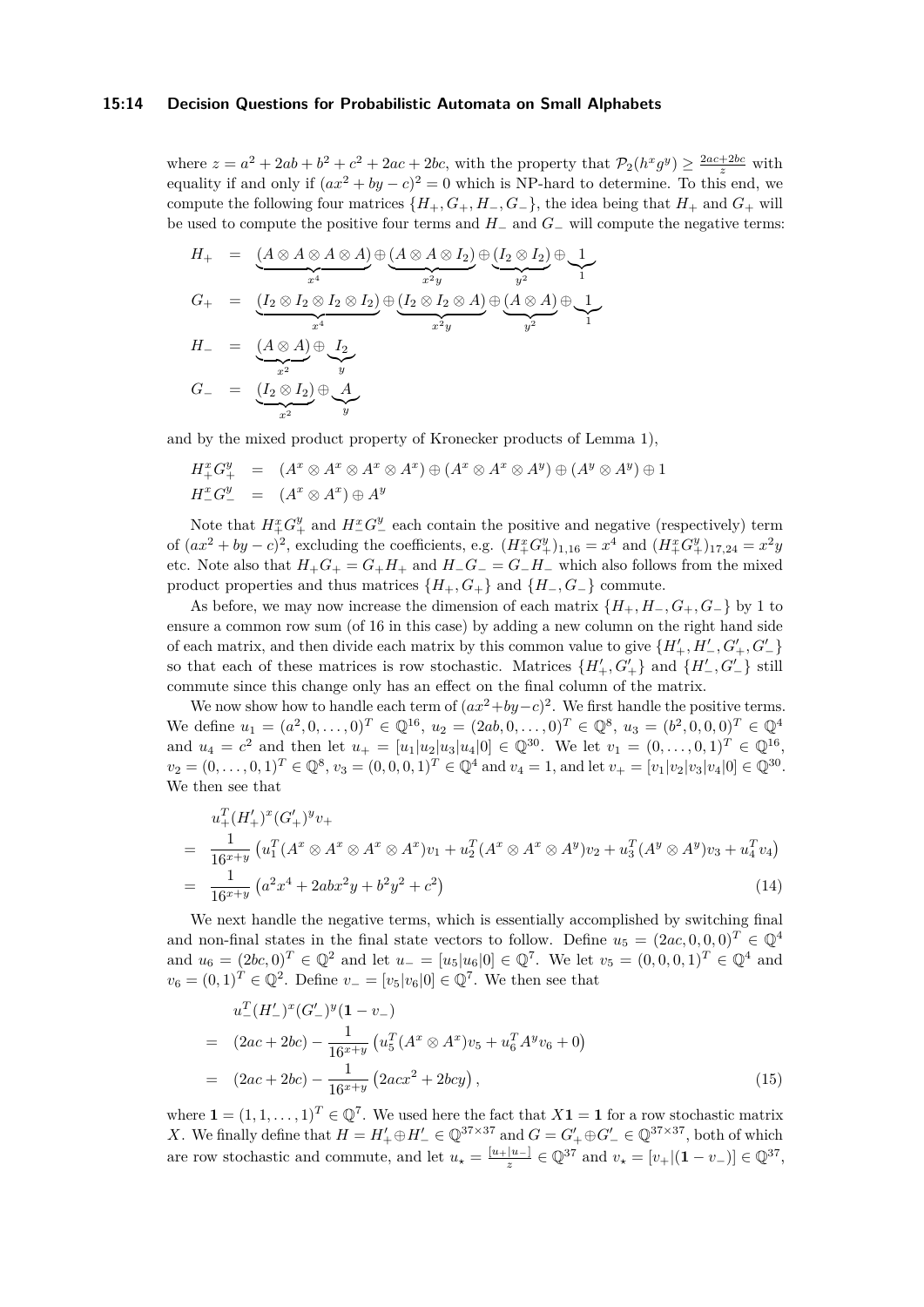where $z = a^2 + 2ab + b^2 + c^2 + 2ac + 2bc$, with the property that $\mathcal{P}_2(h^x g^y) \geq \frac{2ac+2bc}{z}$ with equality if and only if $(ax^2 + by - c)^2 = 0$ which is NP-hard to determine. To this end, we compute the following four matrices $\{H_+, G_+, H_-, G_-\}$, the idea being that $H_+$ and $G_+$ will be used to compute the positive four terms and $H_-$ and $G_-$ will compute the negative terms:

$$
\begin{aligned}
H_+ &= \underbrace{(A \otimes A \otimes A \otimes A)}_{x^4} \oplus \underbrace{(A \otimes A \otimes I_2)}_{x^2 y} \oplus \underbrace{(I_2 \otimes I_2)}_{y^2} \oplus \underbrace{1}_{1} \\
G_+ &= \underbrace{(I_2 \otimes I_2 \otimes I_2 \otimes I_2)}_{x^4} \oplus \underbrace{(I_2 \otimes I_2 \otimes A)}_{x^2 y} \oplus \underbrace{(A \otimes A)}_{y^2} \oplus \underbrace{1}_{1} \\
H_- &= \underbrace{(A \otimes A)}_{x^2} \oplus \underbrace{I_2}_{y} \\
G_- &= \underbrace{(I_2 \otimes I_2)}_{x^2} \oplus \underbrace{A}_{y}
\end{aligned}
$$

and by the mixed product property of Kronecker products of Lemma 1),

$$
\begin{aligned}
H_+^x G_+^y &= (A^x \otimes A^x \otimes A^x \otimes A^x) \oplus (A^x \otimes A^x \otimes A^y) \oplus (A^y \otimes A^y) \oplus 1 \\
H_-^x G_-^y &= (A^x \otimes A^x) \oplus A^y
\end{aligned}
$$

Note that $H_+^x G_+^y$ and $H_-^x G_-^y$ each contain the positive and negative (respectively) term of $(ax^2 + by - c)^2$, excluding the coefficients, e.g. $(H_+^x G_+^y)_{1,16} = x^4$ and $(H_+^x G_+^y)_{17,24} = x^2 y$ etc. Note also that $H_+ G_+ = G_+ H_+$ and $H_- G_- = G_- H_-$ which also follows from the mixed product properties and thus matrices $\{H_+, G_+\}$ and $\{H_-, G_-\}$ commute.

As before, we may now increase the dimension of each matrix $\{H_+, H_-, G_+, G_-\}$ by 1 to ensure a common row sum (of 16 in this case) by adding a new column on the right hand side of each matrix, and then divide each matrix by this common value to give $\{H'_+, H'_-, G'_+, G'_-\}$ so that each of these matrices is row stochastic. Matrices $\{H'_+, G'_+\}$ and $\{H'_-, G'_-\}$ still commute since this change only has an effect on the final column of the matrix.

We now show how to handle each term of $(ax^2+by-c)^2$. We first handle the positive terms. We define $u_1 = (a^2, 0, \ldots, 0)^T \in \mathbb{Q}^{16}$, $u_2 = (2ab, 0, \ldots, 0)^T \in \mathbb{Q}^8$, $u_3 = (b^2, 0, 0, 0)^T \in \mathbb{Q}^4$ and $u_4 = c^2$ and then let $u_+ = [u_1|u_2|u_3|u_4|0] \in \mathbb{Q}^{30}$. We let $v_1 = (0, \ldots, 0, 1)^T \in \mathbb{Q}^{16}$, $v_2 = (0, \ldots, 0, 1)^T \in \mathbb{Q}^8$, $v_3 = (0, 0, 0, 1)^T \in \mathbb{Q}^4$ and $v_4 = 1$, and let $v_+ = [v_1|v_2|v_3|v_4|0] \in \mathbb{Q}^{30}$. We then see that

$$
\begin{aligned}
& u_+^T (H'_+)^x (G'_+)^y v_+ \\
=\ & \frac{1}{16^{x+y}} \left( u_1^T (A^x \otimes A^x \otimes A^x \otimes A^x) v_1 + u_2^T (A^x \otimes A^x \otimes A^y) v_2 + u_3^T (A^y \otimes A^y) v_3 + u_4^T v_4 \right) \\
=\ & \frac{1}{16^{x+y}} \left( a^2 x^4 + 2abx^2 y + b^2 y^2 + c^2 \right) \qquad (14)
\end{aligned}
$$

We next handle the negative terms, which is essentially accomplished by switching final and non-final states in the final state vectors to follow. Define $u_5 = (2ac, 0, 0, 0)^T \in \mathbb{Q}^4$ and $u_6 = (2bc, 0)^T \in \mathbb{Q}^2$ and let $u_- = [u_5|u_6|0] \in \mathbb{Q}^7$. We let $v_5 = (0, 0, 0, 1)^T \in \mathbb{Q}^4$ and $v_6 = (0, 1)^T \in \mathbb{Q}^2$. Define $v_- = [v_5|v_6|0] \in \mathbb{Q}^7$. We then see that

$$
\begin{aligned}
& u_-^T (H'_-)^x (G'_-)^y (\mathbf{1} - v_-) \\
=\ & (2ac + 2bc) - \frac{1}{16^{x+y}} \left( u_5^T (A^x \otimes A^x) v_5 + u_6^T A^y v_6 + 0 \right) \\
=\ & (2ac + 2bc) - \frac{1}{16^{x+y}} \left( 2acx^2 + 2bcy \right), \qquad (15)
\end{aligned}
$$

where $\mathbf{1} = (1, 1, \ldots, 1)^T \in \mathbb{Q}^7$. We used here the fact that $X\mathbf{1} = \mathbf{1}$ for a row stochastic matrix $X$. We finally define that $H = H'_+ \oplus H'_- \in \mathbb{Q}^{37 \times 37}$ and $G = G'_+ \oplus G'_- \in \mathbb{Q}^{37 \times 37}$, both of which are row stochastic and commute, and let $u_\star = \frac{[u_+|u_-]}{z} \in \mathbb{Q}^{37}$ and $v_\star = [v_+|(\mathbf{1} - v_-)] \in \mathbb{Q}^{37}$,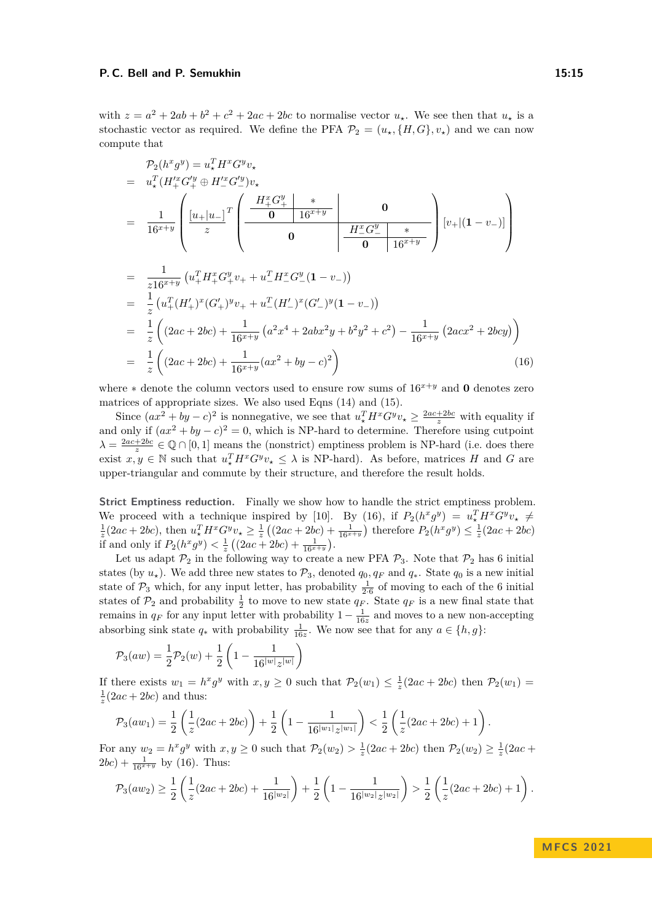with $z = a^2 + 2ab + b^2 + c^2 + 2ac + 2bc$ to normalise vector $u_\star$. We see then that $u_\star$ is a stochastic vector as required. We define the PFA $\mathcal{P}_2 = (u_\star, \{H, G\}, v_\star)$ and we can now compute that

$$
\begin{aligned}
& \mathcal{P}_2(h^x g^y) = u_\star^T H^x G^y v_\star \\
= \; & u_\star^T (H_+'^x G_+'^y \oplus H_-'^x G_-'^y) v_\star \\
= \; & \frac{1}{16^{x+y}} \left( \frac{[u_+|u_-]}{z}^T \left( \begin{array}{cc|cc} H_+^x G_+^y & * & \multicolumn{2}{c}{\mathbf{0}} \\ \mathbf{0} & 16^{x+y} & & \\ \hline \multicolumn{2}{c|}{\mathbf{0}} & H_-^x G_-^y & * \\ & & \mathbf{0} & 16^{x+y} \end{array} \right) [v_+|(\mathbf{1} - v_-)] \right) \\
= \; & \frac{1}{z 16^{x+y}} \left( u_+^T H_+^x G_+^y v_+ + u_-^T H_-^x G_-^y (\mathbf{1} - v_-) \right) \\
= \; & \frac{1}{z} \left( u_+^T (H_+')^x (G_+')^y v_+ + u_-^T (H_-')^x (G_-')^y (\mathbf{1} - v_-) \right) \\
= \; & \frac{1}{z} \left( (2ac + 2bc) + \frac{1}{16^{x+y}} \left( a^2 x^4 + 2abx^2 y + b^2 y^2 + c^2 \right) - \frac{1}{16^{x+y}} \left( 2acx^2 + 2bcy \right) \right) \\
= \; & \frac{1}{z} \left( (2ac + 2bc) + \frac{1}{16^{x+y}} (ax^2 + by - c)^2 \right) \qquad (16)
\end{aligned}
$$

where $*$ denote the column vectors used to ensure row sums of $16^{x+y}$ and $\mathbf{0}$ denotes zero matrices of appropriate sizes. We also used Eqns (14) and (15).

Since $(ax^2 + by - c)^2$ is nonnegative, we see that $u_\star^T H^x G^y v_\star \geq \frac{2ac+2bc}{z}$ with equality if and only if $(ax^2 + by - c)^2 = 0$, which is NP-hard to determine. Therefore using cutpoint $\lambda = \frac{2ac+2bc}{z} \in \mathbb{Q} \cap [0, 1]$ means the (nonstrict) emptiness problem is NP-hard (i.e. does there exist $x, y \in \mathbb{N}$ such that $u_\star^T H^x G^y v_\star \leq \lambda$ is NP-hard). As before, matrices $H$ and $G$ are upper-triangular and commute by their structure, and therefore the result holds.

**Strict Emptiness reduction.** Finally we show how to handle the strict emptiness problem. We proceed with a technique inspired by [10]. By (16), if $P_2(h^x g^y) = u_\star^T H^x G^y v_\star \neq \frac{1}{z}(2ac + 2bc)$, then $u_\star^T H^x G^y v_\star \geq \frac{1}{z}\left((2ac + 2bc) + \frac{1}{16^{x+y}}\right)$ therefore $P_2(h^x g^y) \leq \frac{1}{z}(2ac + 2bc)$ if and only if $P_2(h^x g^y) < \frac{1}{z}\left((2ac + 2bc) + \frac{1}{16^{x+y}}\right)$.

Let us adapt $\mathcal{P}_2$ in the following way to create a new PFA $\mathcal{P}_3$. Note that $\mathcal{P}_2$ has 6 initial states (by $u_\star$). We add three new states to $\mathcal{P}_3$, denoted $q_0, q_F$ and $q_*$. State $q_0$ is a new initial state of $\mathcal{P}_3$ which, for any input letter, has probability $\frac{1}{2 \cdot 6}$ of moving to each of the 6 initial states of $\mathcal{P}_2$ and probability $\frac{1}{2}$ to move to new state $q_F$. State $q_F$ is a new final state that remains in $q_F$ for any input letter with probability $1 - \frac{1}{16z}$ and moves to a new non-accepting absorbing sink state $q_*$ with probability $\frac{1}{16z}$. We now see that for any $a \in \{h, g\}$:

$$
\mathcal{P}_3(aw) = \frac{1}{2}\mathcal{P}_2(w) + \frac{1}{2}\left(1 - \frac{1}{16^{|w|} z^{|w|}}\right)
$$

If there exists $w_1 = h^x g^y$ with $x, y \geq 0$ such that $\mathcal{P}_2(w_1) \leq \frac{1}{z}(2ac + 2bc)$ then $\mathcal{P}_2(w_1) = \frac{1}{z}(2ac + 2bc)$ and thus:

$$
\mathcal{P}_3(aw_1) = \frac{1}{2}\left(\frac{1}{z}(2ac + 2bc)\right) + \frac{1}{2}\left(1 - \frac{1}{16^{|w_1|} z^{|w_1|}}\right) < \frac{1}{2}\left(\frac{1}{z}(2ac + 2bc) + 1\right).
$$

For any $w_2 = h^x g^y$ with $x, y \geq 0$ such that $\mathcal{P}_2(w_2) > \frac{1}{z}(2ac + 2bc)$ then $\mathcal{P}_2(w_2) \geq \frac{1}{z}(2ac + 2bc) + \frac{1}{16^{x+y}}$ by (16). Thus:

$$
\mathcal{P}_3(aw_2) \geq \frac{1}{2}\left(\frac{1}{z}(2ac + 2bc) + \frac{1}{16^{|w_2|}}\right) + \frac{1}{2}\left(1 - \frac{1}{16^{|w_2|} z^{|w_2|}}\right) > \frac{1}{2}\left(\frac{1}{z}(2ac + 2bc) + 1\right).
$$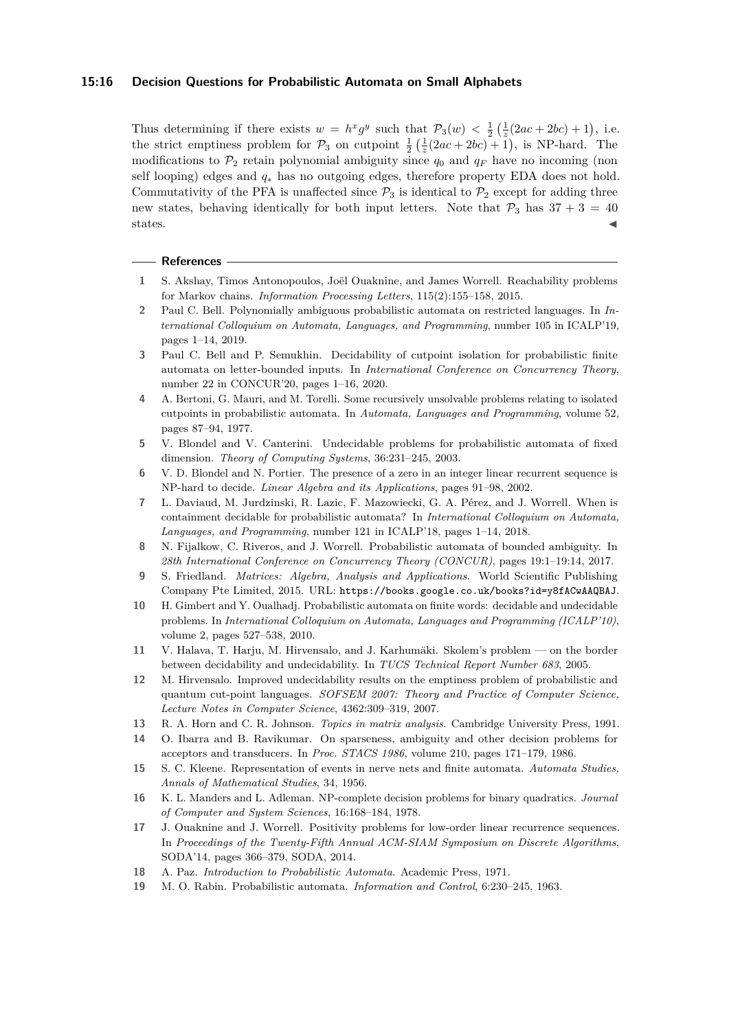Thus determining if there exists $w = h^x g^y$ such that $\mathcal{P}_3(w) < \frac{1}{2}\left(\frac{1}{z}(2ac + 2bc) + 1\right)$, i.e. the strict emptiness problem for $\mathcal{P}_3$ on cutpoint $\frac{1}{2}\left(\frac{1}{z}(2ac + 2bc) + 1\right)$, is NP-hard. The modifications to $\mathcal{P}_2$ retain polynomial ambiguity since $q_0$ and $q_F$ have no incoming (non self looping) edges and $q_*$ has no outgoing edges, therefore property EDA does not hold. Commutativity of the PFA is unaffected since $\mathcal{P}_3$ is identical to $\mathcal{P}_2$ except for adding three new states, behaving identically for both input letters. Note that $\mathcal{P}_3$ has $37 + 3 = 40$ states. ◀

## References

1. S. Akshay, Timos Antonopoulos, Joël Ouaknine, and James Worrell. Reachability problems for Markov chains. *Information Processing Letters*, 115(2):155–158, 2015.
2. Paul C. Bell. Polynomially ambiguous probabilistic automata on restricted languages. In *International Colloquium on Automata, Languages, and Programming*, number 105 in ICALP'19, pages 1–14, 2019.
3. Paul C. Bell and P. Semukhin. Decidability of cutpoint isolation for probabilistic finite automata on letter-bounded inputs. In *International Conference on Concurrency Theory*, number 22 in CONCUR'20, pages 1–16, 2020.
4. A. Bertoni, G. Mauri, and M. Torelli. Some recursively unsolvable problems relating to isolated cutpoints in probabilistic automata. In *Automata, Languages and Programming*, volume 52, pages 87–94, 1977.
5. V. Blondel and V. Canterini. Undecidable problems for probabilistic automata of fixed dimension. *Theory of Computing Systems*, 36:231–245, 2003.
6. V. D. Blondel and N. Portier. The presence of a zero in an integer linear recurrent sequence is NP-hard to decide. *Linear Algebra and its Applications*, pages 91–98, 2002.
7. L. Daviaud, M. Jurdzinski, R. Lazic, F. Mazowiecki, G. A. Pérez, and J. Worrell. When is containment decidable for probabilistic automata? In *International Colloquium on Automata, Languages, and Programming*, number 121 in ICALP'18, pages 1–14, 2018.
8. N. Fijalkow, C. Riveros, and J. Worrell. Probabilistic automata of bounded ambiguity. In *28th International Conference on Concurrency Theory (CONCUR)*, pages 19:1–19:14, 2017.
9. S. Friedland. *Matrices: Algebra, Analysis and Applications*. World Scientific Publishing Company Pte Limited, 2015. URL: https://books.google.co.uk/books?id=y8fACwAAQBAJ.
10. H. Gimbert and Y. Oualhadj. Probabilistic automata on finite words: decidable and undecidable problems. In *International Colloquium on Automata, Languages and Programming (ICALP'10)*, volume 2, pages 527–538, 2010.
11. V. Halava, T. Harju, M. Hirvensalo, and J. Karhumäki. Skolem's problem — on the border between decidability and undecidability. In *TUCS Technical Report Number 683*, 2005.
12. M. Hirvensalo. Improved undecidability results on the emptiness problem of probabilistic and quantum cut-point languages. *SOFSEM 2007: Theory and Practice of Computer Science, Lecture Notes in Computer Science*, 4362:309–319, 2007.
13. R. A. Horn and C. R. Johnson. *Topics in matrix analysis*. Cambridge University Press, 1991.
14. O. Ibarra and B. Ravikumar. On sparseness, ambiguity and other decision problems for acceptors and transducers. In *Proc. STACS 1986*, volume 210, pages 171–179, 1986.
15. S. C. Kleene. Representation of events in nerve nets and finite automata. *Automata Studies, Annals of Mathematical Studies*, 34, 1956.
16. K. L. Manders and L. Adleman. NP-complete decision problems for binary quadratics. *Journal of Computer and System Sciences*, 16:168–184, 1978.
17. J. Ouaknine and J. Worrell. Positivity problems for low-order linear recurrence sequences. In *Proceedings of the Twenty-Fifth Annual ACM-SIAM Symposium on Discrete Algorithms*, SODA'14, pages 366–379, SODA, 2014.
18. A. Paz. *Introduction to Probabilistic Automata*. Academic Press, 1971.
19. M. O. Rabin. Probabilistic automata. *Information and Control*, 6:230–245, 1963.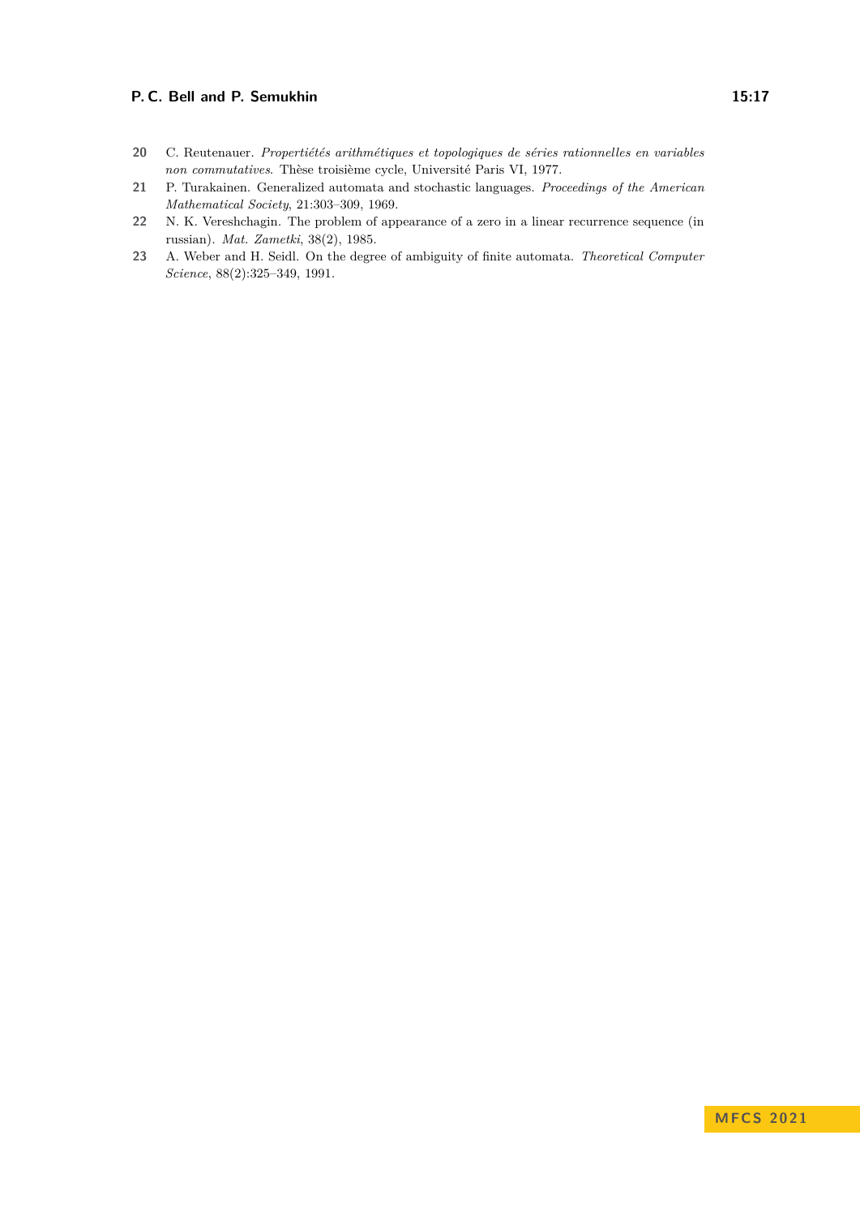20 C. Reutenauer. *Propertiétés arithmétiques et topologiques de séries rationnelles en variables non commutatives*. Thèse troisième cycle, Université Paris VI, 1977.

21 P. Turakainen. Generalized automata and stochastic languages. *Proceedings of the American Mathematical Society*, 21:303–309, 1969.

22 N. K. Vereshchagin. The problem of appearance of a zero in a linear recurrence sequence (in russian). *Mat. Zametki*, 38(2), 1985.

23 A. Weber and H. Seidl. On the degree of ambiguity of finite automata. *Theoretical Computer Science*, 88(2):325–349, 1991.